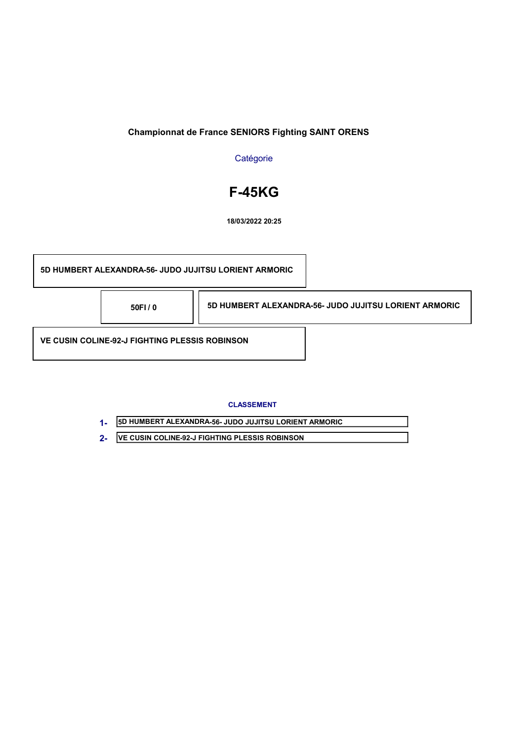**Championnat de France SENIORS Fighting SAINT ORENS**

Catégorie

# F-45KG

**18/03/2022 20:25**

**5D HUMBERT ALEXANDRA-56- JUDO JUJITSU LORIENT ARMORIC**

**50FI / 0**

**5D HUMBERT ALEXANDRA-56- JUDO JUJITSU LORIENT ARMORIC**

**VE CUSIN COLINE-92-J FIGHTING PLESSIS ROBINSON**

**CLASSEMENT**

**1-** 5D HUMBERT ALEXANDRA-56- JUDO JUJITSU LORIENT ARMORIC

**2-** VE CUSIN COLINE-92-J FIGHTING PLESSIS ROBINSON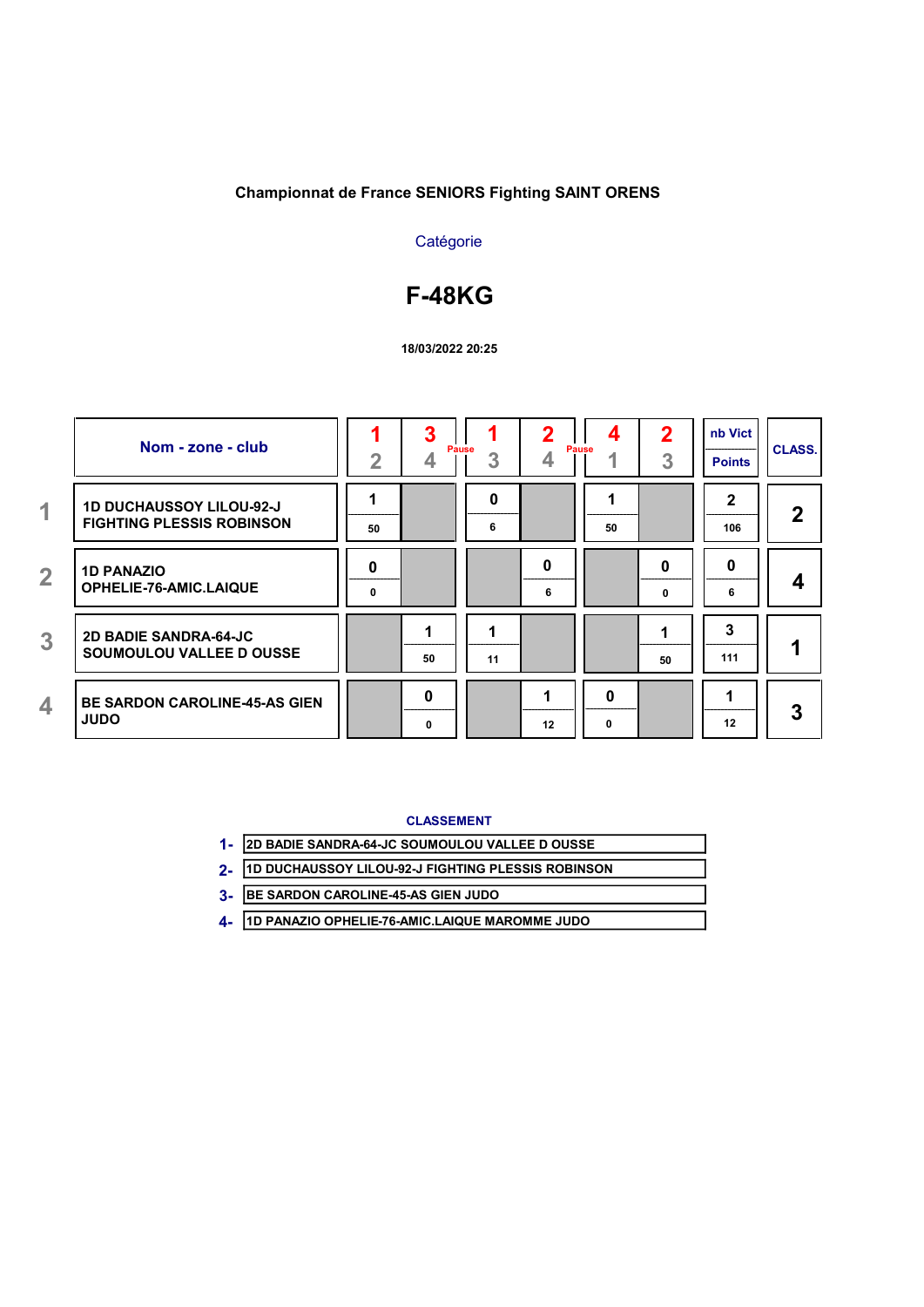**Championnat de France SENIORS Fighting SAINT ORENS**

Catégorie

# F-48KG

**18/03/2022 20:25**

| | Nom - zone - club | 1-2 | 3-4 (Pause) | 1-3 | 2-4 (Pause) | 4-1 | 2-3 | nb Vict / Points | CLASS. |
|---|---|---|---|---|---|---|---|---|---|
| 1 | 1D DUCHAUSSOY LILOU-92-J FIGHTING PLESSIS ROBINSON | 1 / 50 | | 0 / 6 | | 1 / 50 | | 2 / 106 | 2 |
| 2 | 1D PANAZIO OPHELIE-76-AMIC.LAIQUE | 0 / 0 | | | 0 / 6 | | 0 / 0 | 0 / 6 | 4 |
| 3 | 2D BADIE SANDRA-64-JC SOUMOULOU VALLEE D OUSSE | | 1 / 50 | 1 / 11 | | | 1 / 50 | 3 / 111 | 1 |
| 4 | BE SARDON CAROLINE-45-AS GIEN JUDO | | 0 / 0 | | 1 / 12 | 0 / 0 | | 1 / 12 | 3 |

**CLASSEMENT**

1- 2D BADIE SANDRA-64-JC SOUMOULOU VALLEE D OUSSE
2- 1D DUCHAUSSOY LILOU-92-J FIGHTING PLESSIS ROBINSON
3- BE SARDON CAROLINE-45-AS GIEN JUDO
4- 1D PANAZIO OPHELIE-76-AMIC.LAIQUE MAROMME JUDO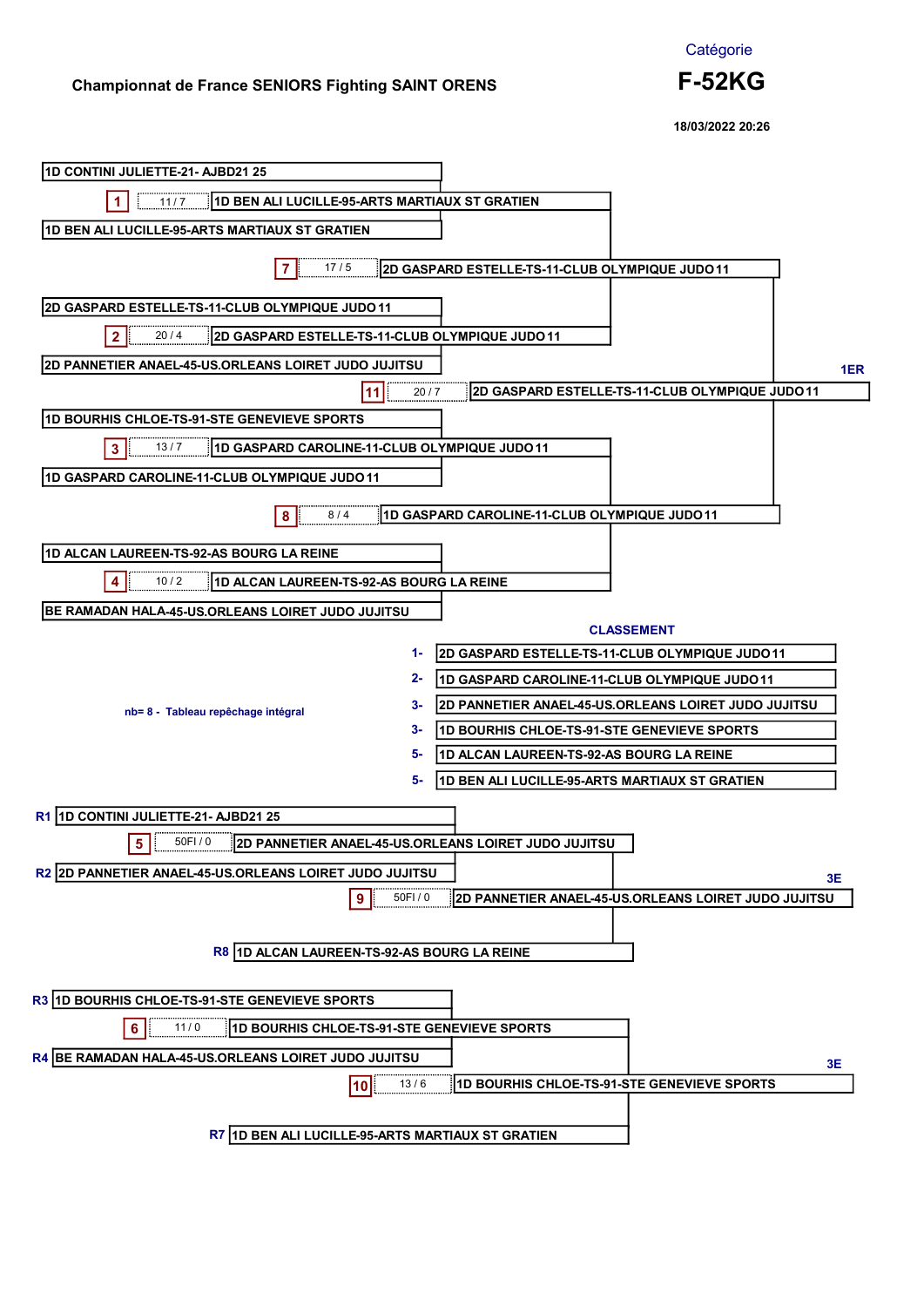# Championnat de France SENIORS Fighting SAINT ORENS

Catégorie

**F-52KG**

18/03/2022 20:26

## Tableau principal

| Combat | Score | Combattant 1 | Combattant 2 | Vainqueur |
|---|---|---|---|---|
| 1 | 11 / 7 | 1D CONTINI JULIETTE-21- AJBD21 25 | 1D BEN ALI LUCILLE-95-ARTS MARTIAUX ST GRATIEN | 1D BEN ALI LUCILLE-95-ARTS MARTIAUX ST GRATIEN |
| 2 | 20 / 4 | 2D GASPARD ESTELLE-TS-11-CLUB OLYMPIQUE JUDO 11 | 2D PANNETIER ANAEL-45-US.ORLEANS LOIRET JUDO JUJITSU | 2D GASPARD ESTELLE-TS-11-CLUB OLYMPIQUE JUDO 11 |
| 3 | 13 / 7 | 1D BOURHIS CHLOE-TS-91-STE GENEVIEVE SPORTS | 1D GASPARD CAROLINE-11-CLUB OLYMPIQUE JUDO 11 | 1D GASPARD CAROLINE-11-CLUB OLYMPIQUE JUDO 11 |
| 4 | 10 / 2 | 1D ALCAN LAUREEN-TS-92-AS BOURG LA REINE | BE RAMADAN HALA-45-US.ORLEANS LOIRET JUDO JUJITSU | 1D ALCAN LAUREEN-TS-92-AS BOURG LA REINE |
| 7 | 17 / 5 | 1D BEN ALI LUCILLE-95-ARTS MARTIAUX ST GRATIEN | 2D GASPARD ESTELLE-TS-11-CLUB OLYMPIQUE JUDO 11 | 2D GASPARD ESTELLE-TS-11-CLUB OLYMPIQUE JUDO 11 |
| 8 | 8 / 4 | 1D GASPARD CAROLINE-11-CLUB OLYMPIQUE JUDO 11 | 1D ALCAN LAUREEN-TS-92-AS BOURG LA REINE | 1D GASPARD CAROLINE-11-CLUB OLYMPIQUE JUDO 11 |
| 11 | 20 / 7 | 2D GASPARD ESTELLE-TS-11-CLUB OLYMPIQUE JUDO 11 | 1D GASPARD CAROLINE-11-CLUB OLYMPIQUE JUDO 11 | 1ER : 2D GASPARD ESTELLE-TS-11-CLUB OLYMPIQUE JUDO 11 |

## CLASSEMENT

| Rang | Combattant |
|---|---|
| 1- | 2D GASPARD ESTELLE-TS-11-CLUB OLYMPIQUE JUDO 11 |
| 2- | 1D GASPARD CAROLINE-11-CLUB OLYMPIQUE JUDO 11 |
| 3- | 2D PANNETIER ANAEL-45-US.ORLEANS LOIRET JUDO JUJITSU |
| 3- | 1D BOURHIS CHLOE-TS-91-STE GENEVIEVE SPORTS |
| 5- | 1D ALCAN LAUREEN-TS-92-AS BOURG LA REINE |
| 5- | 1D BEN ALI LUCILLE-95-ARTS MARTIAUX ST GRATIEN |

nb= 8 - Tableau repêchage intégral

## Repêchage

| Combat | Score | Combattant 1 | Combattant 2 | Vainqueur |
|---|---|---|---|---|
| 5 | 50FI / 0 | R1 1D CONTINI JULIETTE-21- AJBD21 25 | R2 2D PANNETIER ANAEL-45-US.ORLEANS LOIRET JUDO JUJITSU | 2D PANNETIER ANAEL-45-US.ORLEANS LOIRET JUDO JUJITSU |
| 9 | 50FI / 0 | 2D PANNETIER ANAEL-45-US.ORLEANS LOIRET JUDO JUJITSU | R8 1D ALCAN LAUREEN-TS-92-AS BOURG LA REINE | 3E : 2D PANNETIER ANAEL-45-US.ORLEANS LOIRET JUDO JUJITSU |
| 6 | 11 / 0 | R3 1D BOURHIS CHLOE-TS-91-STE GENEVIEVE SPORTS | R4 BE RAMADAN HALA-45-US.ORLEANS LOIRET JUDO JUJITSU | 1D BOURHIS CHLOE-TS-91-STE GENEVIEVE SPORTS |
| 10 | 13 / 6 | 1D BOURHIS CHLOE-TS-91-STE GENEVIEVE SPORTS | R7 1D BEN ALI LUCILLE-95-ARTS MARTIAUX ST GRATIEN | 3E : 1D BOURHIS CHLOE-TS-91-STE GENEVIEVE SPORTS |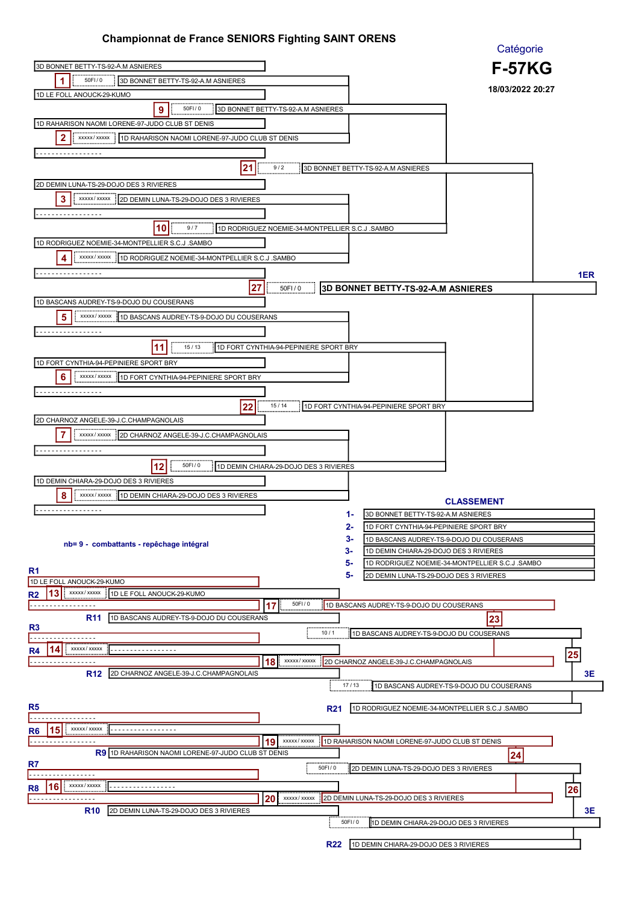# Championnat de France SENIORS Fighting SAINT ORENS

Catégorie

**F-57KG**

18/03/2022 20:27

## Tableau principal

| Combat | Combattant A | Combattant B | Score | Vainqueur |
|---|---|---|---|---|
| 1 | 3D BONNET BETTY-TS-92-A.M ASNIERES | 1D LE FOLL ANOUCK-29-KUMO | 50FI / 0 | 3D BONNET BETTY-TS-92-A.M ASNIERES |
| 2 | 1D RAHARISON NAOMI LORENE-97-JUDO CLUB ST DENIS | ----------------- | xxxxx / xxxxx | 1D RAHARISON NAOMI LORENE-97-JUDO CLUB ST DENIS |
| 3 | 2D DEMIN LUNA-TS-29-DOJO DES 3 RIVIERES | ----------------- | xxxxx / xxxxx | 2D DEMIN LUNA-TS-29-DOJO DES 3 RIVIERES |
| 4 | 1D RODRIGUEZ NOEMIE-34-MONTPELLIER S.C.J .SAMBO | ----------------- | xxxxx / xxxxx | 1D RODRIGUEZ NOEMIE-34-MONTPELLIER S.C.J .SAMBO |
| 5 | 1D BASCANS AUDREY-TS-9-DOJO DU COUSERANS | ----------------- | xxxxx / xxxxx | 1D BASCANS AUDREY-TS-9-DOJO DU COUSERANS |
| 6 | 1D FORT CYNTHIA-94-PEPINIERE SPORT BRY | ----------------- | xxxxx / xxxxx | 1D FORT CYNTHIA-94-PEPINIERE SPORT BRY |
| 7 | 2D CHARNOZ ANGELE-39-J.C.CHAMPAGNOLAIS | ----------------- | xxxxx / xxxxx | 2D CHARNOZ ANGELE-39-J.C.CHAMPAGNOLAIS |
| 8 | 1D DEMIN CHIARA-29-DOJO DES 3 RIVIERES | ----------------- | xxxxx / xxxxx | 1D DEMIN CHIARA-29-DOJO DES 3 RIVIERES |
| 9 | 3D BONNET BETTY-TS-92-A.M ASNIERES | 1D RAHARISON NAOMI LORENE-97-JUDO CLUB ST DENIS | 50FI / 0 | 3D BONNET BETTY-TS-92-A.M ASNIERES |
| 10 | 2D DEMIN LUNA-TS-29-DOJO DES 3 RIVIERES | 1D RODRIGUEZ NOEMIE-34-MONTPELLIER S.C.J .SAMBO | 9 / 7 | 1D RODRIGUEZ NOEMIE-34-MONTPELLIER S.C.J .SAMBO |
| 11 | 1D BASCANS AUDREY-TS-9-DOJO DU COUSERANS | 1D FORT CYNTHIA-94-PEPINIERE SPORT BRY | 15 / 13 | 1D FORT CYNTHIA-94-PEPINIERE SPORT BRY |
| 12 | 2D CHARNOZ ANGELE-39-J.C.CHAMPAGNOLAIS | 1D DEMIN CHIARA-29-DOJO DES 3 RIVIERES | 50FI / 0 | 1D DEMIN CHIARA-29-DOJO DES 3 RIVIERES |
| 21 | 3D BONNET BETTY-TS-92-A.M ASNIERES | 1D RODRIGUEZ NOEMIE-34-MONTPELLIER S.C.J .SAMBO | 9 / 2 | 3D BONNET BETTY-TS-92-A.M ASNIERES |
| 22 | 1D FORT CYNTHIA-94-PEPINIERE SPORT BRY | 1D DEMIN CHIARA-29-DOJO DES 3 RIVIERES | 15 / 14 | 1D FORT CYNTHIA-94-PEPINIERE SPORT BRY |
| 27 | 3D BONNET BETTY-TS-92-A.M ASNIERES | 1D FORT CYNTHIA-94-PEPINIERE SPORT BRY | 50FI / 0 | **3D BONNET BETTY-TS-92-A.M ASNIERES** (1ER) |

## CLASSEMENT

| Rang | Combattant |
|---|---|
| 1- | 3D BONNET BETTY-TS-92-A.M ASNIERES |
| 2- | 1D FORT CYNTHIA-94-PEPINIERE SPORT BRY |
| 3- | 1D BASCANS AUDREY-TS-9-DOJO DU COUSERANS |
| 3- | 1D DEMIN CHIARA-29-DOJO DES 3 RIVIERES |
| 5- | 1D RODRIGUEZ NOEMIE-34-MONTPELLIER S.C.J .SAMBO |
| 5- | 2D DEMIN LUNA-TS-29-DOJO DES 3 RIVIERES |

nb= 9 - combattants - repêchage intégral

## Repêchage

| Combat | Combattant A | Combattant B | Score | Vainqueur |
|---|---|---|---|---|
| 13 | R1: 1D LE FOLL ANOUCK-29-KUMO | R2: ----------------- | xxxxx / xxxxx | 1D LE FOLL ANOUCK-29-KUMO |
| 14 | R3: ----------------- | R4: ----------------- | xxxxx / xxxxx | ----------------- |
| 15 | R5: ----------------- | R6: ----------------- | xxxxx / xxxxx | ----------------- |
| 16 | R7: ----------------- | R8: ----------------- | xxxxx / xxxxx | ----------------- |
| 17 | 1D LE FOLL ANOUCK-29-KUMO | R11: 1D BASCANS AUDREY-TS-9-DOJO DU COUSERANS | 50FI / 0 | 1D BASCANS AUDREY-TS-9-DOJO DU COUSERANS |
| 18 | ----------------- | R12: 2D CHARNOZ ANGELE-39-J.C.CHAMPAGNOLAIS | xxxxx / xxxxx | 2D CHARNOZ ANGELE-39-J.C.CHAMPAGNOLAIS |
| 19 | ----------------- | R9: 1D RAHARISON NAOMI LORENE-97-JUDO CLUB ST DENIS | xxxxx / xxxxx | 1D RAHARISON NAOMI LORENE-97-JUDO CLUB ST DENIS |
| 20 | ----------------- | R10: 2D DEMIN LUNA-TS-29-DOJO DES 3 RIVIERES | xxxxx / xxxxx | 2D DEMIN LUNA-TS-29-DOJO DES 3 RIVIERES |
| 23 | 1D BASCANS AUDREY-TS-9-DOJO DU COUSERANS | 2D CHARNOZ ANGELE-39-J.C.CHAMPAGNOLAIS | 10 / 1 | 1D BASCANS AUDREY-TS-9-DOJO DU COUSERANS |
| 24 | 1D RAHARISON NAOMI LORENE-97-JUDO CLUB ST DENIS | 2D DEMIN LUNA-TS-29-DOJO DES 3 RIVIERES | 50FI / 0 | 2D DEMIN LUNA-TS-29-DOJO DES 3 RIVIERES |
| 25 | 1D BASCANS AUDREY-TS-9-DOJO DU COUSERANS | R21: 1D RODRIGUEZ NOEMIE-34-MONTPELLIER S.C.J .SAMBO | 17 / 13 | 1D BASCANS AUDREY-TS-9-DOJO DU COUSERANS (3E) |
| 26 | 2D DEMIN LUNA-TS-29-DOJO DES 3 RIVIERES | R22: 1D DEMIN CHIARA-29-DOJO DES 3 RIVIERES | 50FI / 0 | 1D DEMIN CHIARA-29-DOJO DES 3 RIVIERES (3E) |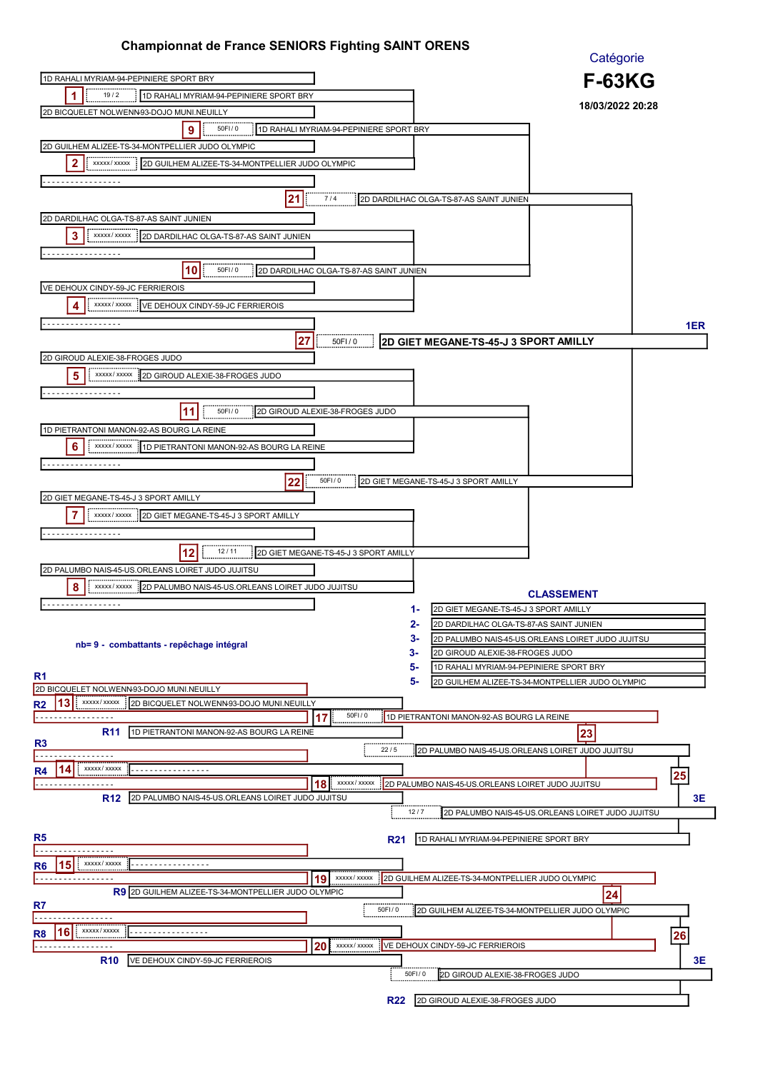# Championnat de France SENIORS Fighting SAINT ORENS

Catégorie

**F-63KG**

18/03/2022 20:28

## Tableau principal

| Combat | Score | Combattant A | Combattant B | Vainqueur |
|---|---|---|---|---|
| 1 | 19 / 2 | 1D RAHALI MYRIAM-94-PEPINIERE SPORT BRY | 2D BICQUELET NOLWENN-93-DOJO MUNI.NEUILLY | 1D RAHALI MYRIAM-94-PEPINIERE SPORT BRY |
| 2 | xxxxx / xxxxx | 2D GUILHEM ALIZEE-TS-34-MONTPELLIER JUDO OLYMPIC | ---------------- | 2D GUILHEM ALIZEE-TS-34-MONTPELLIER JUDO OLYMPIC |
| 3 | xxxxx / xxxxx | 2D DARDILHAC OLGA-TS-87-AS SAINT JUNIEN | ---------------- | 2D DARDILHAC OLGA-TS-87-AS SAINT JUNIEN |
| 4 | xxxxx / xxxxx | VE DEHOUX CINDY-59-JC FERRIEROIS | ---------------- | VE DEHOUX CINDY-59-JC FERRIEROIS |
| 5 | xxxxx / xxxxx | 2D GIROUD ALEXIE-38-FROGES JUDO | ---------------- | 2D GIROUD ALEXIE-38-FROGES JUDO |
| 6 | xxxxx / xxxxx | 1D PIETRANTONI MANON-92-AS BOURG LA REINE | ---------------- | 1D PIETRANTONI MANON-92-AS BOURG LA REINE |
| 7 | xxxxx / xxxxx | 2D GIET MEGANE-TS-45-J 3 SPORT AMILLY | ---------------- | 2D GIET MEGANE-TS-45-J 3 SPORT AMILLY |
| 8 | xxxxx / xxxxx | 2D PALUMBO NAIS-45-US.ORLEANS LOIRET JUDO JUJITSU | ---------------- | 2D PALUMBO NAIS-45-US.ORLEANS LOIRET JUDO JUJITSU |
| 9 | 50FI / 0 | 1D RAHALI MYRIAM-94-PEPINIERE SPORT BRY | 2D GUILHEM ALIZEE-TS-34-MONTPELLIER JUDO OLYMPIC | 1D RAHALI MYRIAM-94-PEPINIERE SPORT BRY |
| 10 | 50FI / 0 | 2D DARDILHAC OLGA-TS-87-AS SAINT JUNIEN | VE DEHOUX CINDY-59-JC FERRIEROIS | 2D DARDILHAC OLGA-TS-87-AS SAINT JUNIEN |
| 11 | 50FI / 0 | 2D GIROUD ALEXIE-38-FROGES JUDO | 1D PIETRANTONI MANON-92-AS BOURG LA REINE | 2D GIROUD ALEXIE-38-FROGES JUDO |
| 12 | 12 / 11 | 2D GIET MEGANE-TS-45-J 3 SPORT AMILLY | 2D PALUMBO NAIS-45-US.ORLEANS LOIRET JUDO JUJITSU | 2D GIET MEGANE-TS-45-J 3 SPORT AMILLY |
| 21 | 7 / 4 | 1D RAHALI MYRIAM-94-PEPINIERE SPORT BRY | 2D DARDILHAC OLGA-TS-87-AS SAINT JUNIEN | 2D DARDILHAC OLGA-TS-87-AS SAINT JUNIEN |
| 22 | 50FI / 0 | 2D GIROUD ALEXIE-38-FROGES JUDO | 2D GIET MEGANE-TS-45-J 3 SPORT AMILLY | 2D GIET MEGANE-TS-45-J 3 SPORT AMILLY |
| 27 | 50FI / 0 | 2D DARDILHAC OLGA-TS-87-AS SAINT JUNIEN | 2D GIET MEGANE-TS-45-J 3 SPORT AMILLY | **2D GIET MEGANE-TS-45-J 3 SPORT AMILLY** (1ER) |

## CLASSEMENT

| Place | Combattant |
|---|---|
| 1- | 2D GIET MEGANE-TS-45-J 3 SPORT AMILLY |
| 2- | 2D DARDILHAC OLGA-TS-87-AS SAINT JUNIEN |
| 3- | 2D PALUMBO NAIS-45-US.ORLEANS LOIRET JUDO JUJITSU |
| 3- | 2D GIROUD ALEXIE-38-FROGES JUDO |
| 5- | 1D RAHALI MYRIAM-94-PEPINIERE SPORT BRY |
| 5- | 2D GUILHEM ALIZEE-TS-34-MONTPELLIER JUDO OLYMPIC |

nb= 9 - combattants - repêchage intégral

## Repêchage

| Combat | Score | Combattant A | Combattant B | Vainqueur |
|---|---|---|---|---|
| 13 | xxxxx / xxxxx | R1: 2D BICQUELET NOLWENN-93-DOJO MUNI.NEUILLY | R2: ---------------- | 2D BICQUELET NOLWENN-93-DOJO MUNI.NEUILLY |
| 14 | xxxxx / xxxxx | R3: ---------------- | R4: ---------------- | ---------------- |
| 15 | xxxxx / xxxxx | R5: ---------------- | R6: ---------------- | ---------------- |
| 16 | xxxxx / xxxxx | R7: ---------------- | R8: ---------------- | ---------------- |
| 17 | 50FI / 0 | 2D BICQUELET NOLWENN-93-DOJO MUNI.NEUILLY | R11: 1D PIETRANTONI MANON-92-AS BOURG LA REINE | 1D PIETRANTONI MANON-92-AS BOURG LA REINE |
| 18 | xxxxx / xxxxx | ---------------- | R12: 2D PALUMBO NAIS-45-US.ORLEANS LOIRET JUDO JUJITSU | 2D PALUMBO NAIS-45-US.ORLEANS LOIRET JUDO JUJITSU |
| 19 | xxxxx / xxxxx | ---------------- | R9: 2D GUILHEM ALIZEE-TS-34-MONTPELLIER JUDO OLYMPIC | 2D GUILHEM ALIZEE-TS-34-MONTPELLIER JUDO OLYMPIC |
| 20 | xxxxx / xxxxx | ---------------- | R10: VE DEHOUX CINDY-59-JC FERRIEROIS | VE DEHOUX CINDY-59-JC FERRIEROIS |
| 23 | 22 / 5 | 1D PIETRANTONI MANON-92-AS BOURG LA REINE | 2D PALUMBO NAIS-45-US.ORLEANS LOIRET JUDO JUJITSU | 2D PALUMBO NAIS-45-US.ORLEANS LOIRET JUDO JUJITSU |
| 24 | 50FI / 0 | 2D GUILHEM ALIZEE-TS-34-MONTPELLIER JUDO OLYMPIC | VE DEHOUX CINDY-59-JC FERRIEROIS | 2D GUILHEM ALIZEE-TS-34-MONTPELLIER JUDO OLYMPIC |
| 25 | 12 / 7 | 2D PALUMBO NAIS-45-US.ORLEANS LOIRET JUDO JUJITSU | R21: 1D RAHALI MYRIAM-94-PEPINIERE SPORT BRY | 2D PALUMBO NAIS-45-US.ORLEANS LOIRET JUDO JUJITSU (3E) |
| 26 | 50FI / 0 | 2D GUILHEM ALIZEE-TS-34-MONTPELLIER JUDO OLYMPIC | R22: 2D GIROUD ALEXIE-38-FROGES JUDO | 2D GIROUD ALEXIE-38-FROGES JUDO (3E) |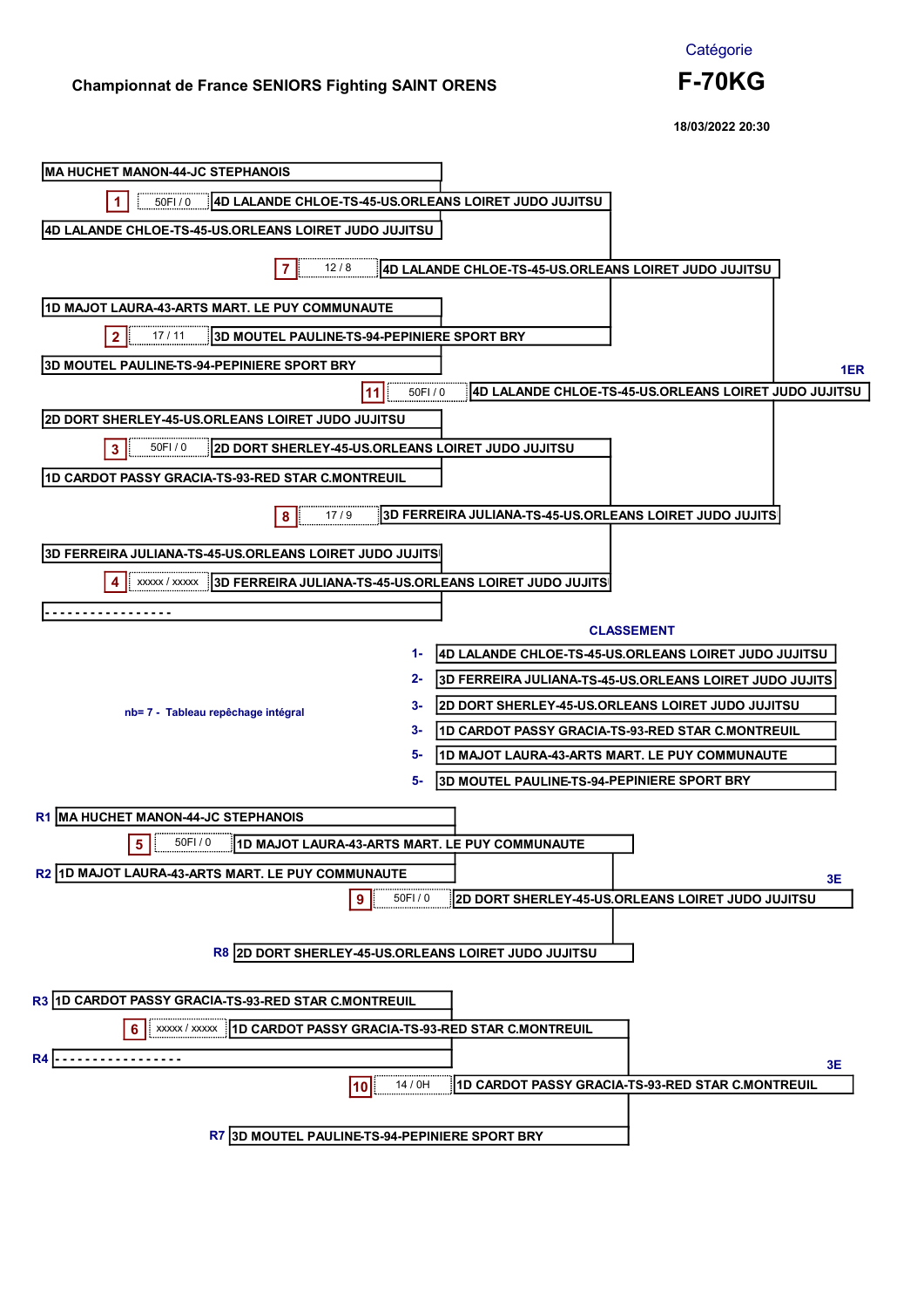**Championnat de France SENIORS Fighting SAINT ORENS**

Catégorie

# F-70KG

18/03/2022 20:30

## Tableau principal

| Combat | Score | Combattant 1 | Combattant 2 | Vainqueur |
|---|---|---|---|---|
| 1 | 50FI / 0 | MA HUCHET MANON-44-JC STEPHANOIS | 4D LALANDE CHLOE-TS-45-US.ORLEANS LOIRET JUDO JUJITSU | 4D LALANDE CHLOE-TS-45-US.ORLEANS LOIRET JUDO JUJITSU |
| 2 | 17 / 11 | 1D MAJOT LAURA-43-ARTS MART. LE PUY COMMUNAUTE | 3D MOUTEL PAULINE-TS-94-PEPINIERE SPORT BRY | 3D MOUTEL PAULINE-TS-94-PEPINIERE SPORT BRY |
| 3 | 50FI / 0 | 2D DORT SHERLEY-45-US.ORLEANS LOIRET JUDO JUJITSU | 1D CARDOT PASSY GRACIA-TS-93-RED STAR C.MONTREUIL | 2D DORT SHERLEY-45-US.ORLEANS LOIRET JUDO JUJITSU |
| 4 | xxxxx / xxxxx | 3D FERREIRA JULIANA-TS-45-US.ORLEANS LOIRET JUDO JUJITS | - - - - - - - - - - - - - - - - - | 3D FERREIRA JULIANA-TS-45-US.ORLEANS LOIRET JUDO JUJITS |
| 7 | 12 / 8 | 4D LALANDE CHLOE-TS-45-US.ORLEANS LOIRET JUDO JUJITSU | 3D MOUTEL PAULINE-TS-94-PEPINIERE SPORT BRY | 4D LALANDE CHLOE-TS-45-US.ORLEANS LOIRET JUDO JUJITSU |
| 8 | 17 / 9 | 2D DORT SHERLEY-45-US.ORLEANS LOIRET JUDO JUJITSU | 3D FERREIRA JULIANA-TS-45-US.ORLEANS LOIRET JUDO JUJITS | 3D FERREIRA JULIANA-TS-45-US.ORLEANS LOIRET JUDO JUJITS |
| 11 | 50FI / 0 | 4D LALANDE CHLOE-TS-45-US.ORLEANS LOIRET JUDO JUJITSU | 3D FERREIRA JULIANA-TS-45-US.ORLEANS LOIRET JUDO JUJITS | 1ER : 4D LALANDE CHLOE-TS-45-US.ORLEANS LOIRET JUDO JUJITSU |

## CLASSEMENT

1- 4D LALANDE CHLOE-TS-45-US.ORLEANS LOIRET JUDO JUJITSU
2- 3D FERREIRA JULIANA-TS-45-US.ORLEANS LOIRET JUDO JUJITS
3- 2D DORT SHERLEY-45-US.ORLEANS LOIRET JUDO JUJITSU
3- 1D CARDOT PASSY GRACIA-TS-93-RED STAR C.MONTREUIL
5- 1D MAJOT LAURA-43-ARTS MART. LE PUY COMMUNAUTE
5- 3D MOUTEL PAULINE-TS-94-PEPINIERE SPORT BRY

nb= 7 - Tableau repêchage intégral

## Repêchage

| Combat | Score | Combattant 1 | Combattant 2 | Vainqueur |
|---|---|---|---|---|
| 5 | 50FI / 0 | R1 MA HUCHET MANON-44-JC STEPHANOIS | R2 1D MAJOT LAURA-43-ARTS MART. LE PUY COMMUNAUTE | 1D MAJOT LAURA-43-ARTS MART. LE PUY COMMUNAUTE |
| 9 | 50FI / 0 | 1D MAJOT LAURA-43-ARTS MART. LE PUY COMMUNAUTE | R8 2D DORT SHERLEY-45-US.ORLEANS LOIRET JUDO JUJITSU | 3E : 2D DORT SHERLEY-45-US.ORLEANS LOIRET JUDO JUJITSU |
| 6 | xxxxx / xxxxx | R3 1D CARDOT PASSY GRACIA-TS-93-RED STAR C.MONTREUIL | R4 - - - - - - - - - - - - - - - - - | 1D CARDOT PASSY GRACIA-TS-93-RED STAR C.MONTREUIL |
| 10 | 14 / 0H | 1D CARDOT PASSY GRACIA-TS-93-RED STAR C.MONTREUIL | R7 3D MOUTEL PAULINE-TS-94-PEPINIERE SPORT BRY | 3E : 1D CARDOT PASSY GRACIA-TS-93-RED STAR C.MONTREUIL |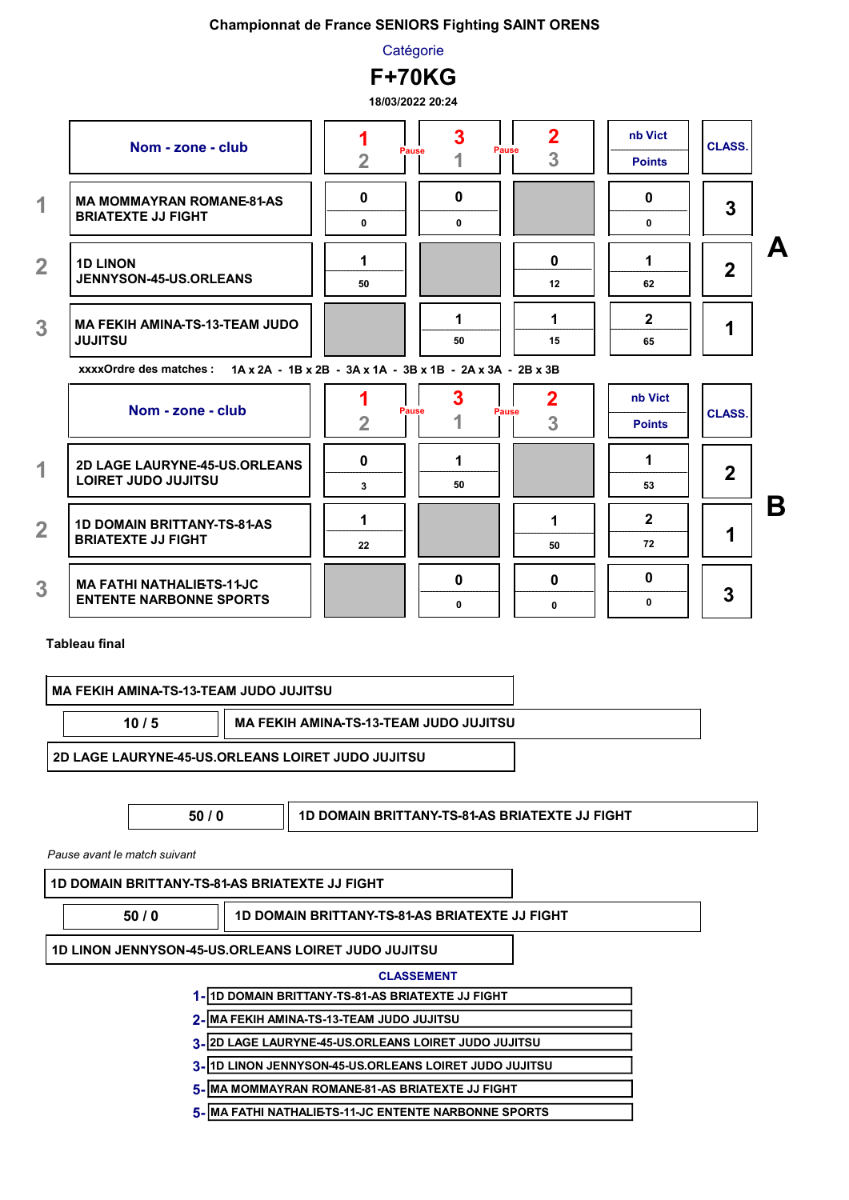**Championnat de France SENIORS Fighting SAINT ORENS**

Catégorie

# F+70KG

18/03/2022 20:24

## Poule A

| | Nom - zone - club | 1 / 2 | 3 / 1 | 2 / 3 | nb Vict / Points | CLASS. |
|---|---|---|---|---|---|---|
| 1 | MA MOMMAYRAN ROMANE-81-AS BRIATEXTE JJ FIGHT | 0 / 0 | 0 / 0 | | 0 / 0 | 3 |
| 2 | 1D LINON JENNYSON-45-US.ORLEANS | 1 / 50 | | 0 / 12 | 1 / 62 | 2 |
| 3 | MA FEKIH AMINA-TS-13-TEAM JUDO JUJITSU | | 1 / 50 | 1 / 15 | 2 / 65 | 1 |

xxxxOrdre des matches : 1A x 2A - 1B x 2B - 3A x 1A - 3B x 1B - 2A x 3A - 2B x 3B

## Poule B

| | Nom - zone - club | 1 / 2 | 3 / 1 | 2 / 3 | nb Vict / Points | CLASS. |
|---|---|---|---|---|---|---|
| 1 | 2D LAGE LAURYNE-45-US.ORLEANS LOIRET JUDO JUJITSU | 0 / 3 | 1 / 50 | | 1 / 53 | 2 |
| 2 | 1D DOMAIN BRITTANY-TS-81-AS BRIATEXTE JJ FIGHT | 1 / 22 | | 1 / 50 | 2 / 72 | 1 |
| 3 | MA FATHI NATHALIE-TS-11-JC ENTENTE NARBONNE SPORTS | | 0 / 0 | 0 / 0 | 0 / 0 | 3 |

## Tableau final

MA FEKIH AMINA-TS-13-TEAM JUDO JUJITSU

10 / 5 — MA FEKIH AMINA-TS-13-TEAM JUDO JUJITSU

2D LAGE LAURYNE-45-US.ORLEANS LOIRET JUDO JUJITSU

50 / 0 — 1D DOMAIN BRITTANY-TS-81-AS BRIATEXTE JJ FIGHT

*Pause avant le match suivant*

1D DOMAIN BRITTANY-TS-81-AS BRIATEXTE JJ FIGHT

50 / 0 — 1D DOMAIN BRITTANY-TS-81-AS BRIATEXTE JJ FIGHT

1D LINON JENNYSON-45-US.ORLEANS LOIRET JUDO JUJITSU

## CLASSEMENT

1- 1D DOMAIN BRITTANY-TS-81-AS BRIATEXTE JJ FIGHT
2- MA FEKIH AMINA-TS-13-TEAM JUDO JUJITSU
3- 2D LAGE LAURYNE-45-US.ORLEANS LOIRET JUDO JUJITSU
3- 1D LINON JENNYSON-45-US.ORLEANS LOIRET JUDO JUJITSU
5- MA MOMMAYRAN ROMANE-81-AS BRIATEXTE JJ FIGHT
5- MA FATHI NATHALIE-TS-11-JC ENTENTE NARBONNE SPORTS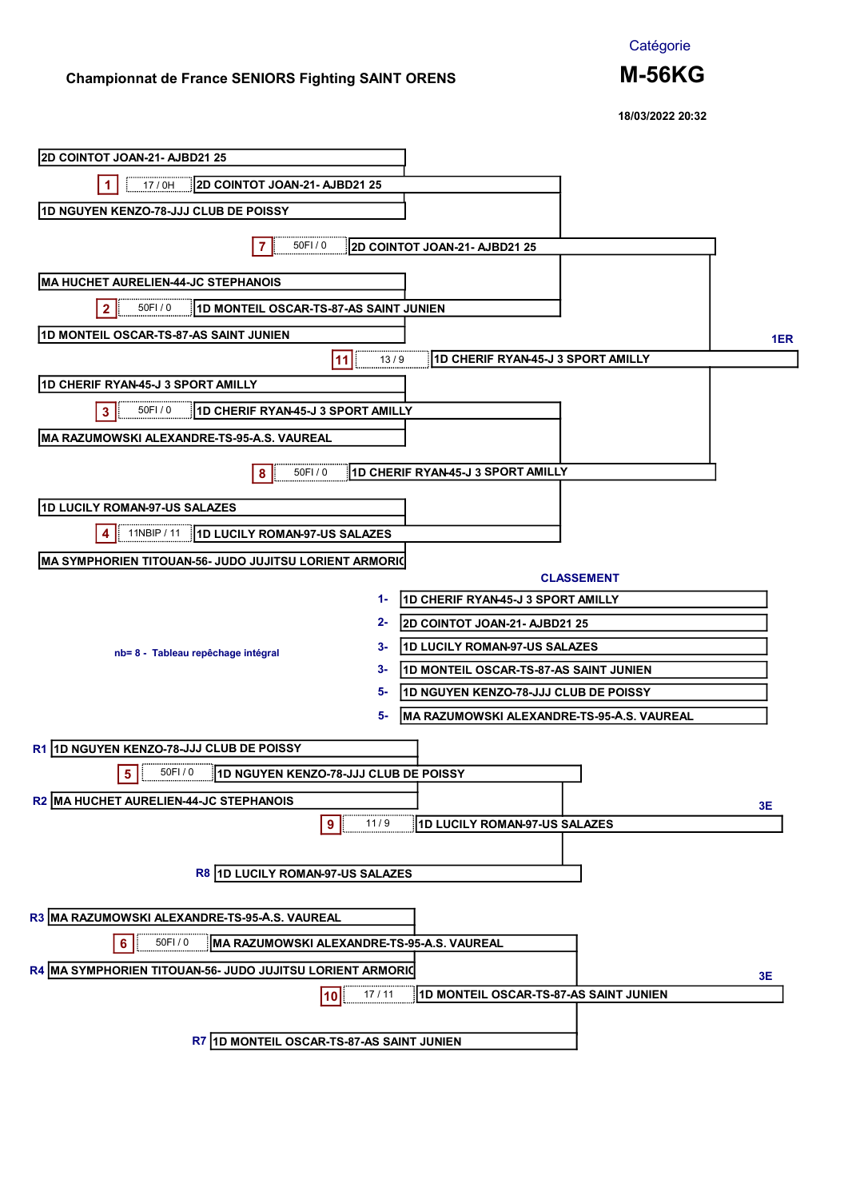**Championnat de France SENIORS Fighting SAINT ORENS**

Catégorie

## M-56KG

18/03/2022 20:32

### Tableau principal

| Combat | Résultat | Combattant 1 | Combattant 2 | Vainqueur |
|---|---|---|---|---|
| 1 | 17 / 0H | 2D COINTOT JOAN-21- AJBD21 25 | 1D NGUYEN KENZO-78-JJJ CLUB DE POISSY | 2D COINTOT JOAN-21- AJBD21 25 |
| 2 | 50FI / 0 | MA HUCHET AURELIEN-44-JC STEPHANOIS | 1D MONTEIL OSCAR-TS-87-AS SAINT JUNIEN | 1D MONTEIL OSCAR-TS-87-AS SAINT JUNIEN |
| 3 | 50FI / 0 | 1D CHERIF RYAN-45-J 3 SPORT AMILLY | MA RAZUMOWSKI ALEXANDRE-TS-95-A.S. VAUREAL | 1D CHERIF RYAN-45-J 3 SPORT AMILLY |
| 4 | 11NBIP / 11 | 1D LUCILY ROMAN-97-US SALAZES | MA SYMPHORIEN TITOUAN-56- JUDO JUJITSU LORIENT ARMORIC | 1D LUCILY ROMAN-97-US SALAZES |
| 7 | 50FI / 0 | 2D COINTOT JOAN-21- AJBD21 25 | 1D MONTEIL OSCAR-TS-87-AS SAINT JUNIEN | 2D COINTOT JOAN-21- AJBD21 25 |
| 8 | 50FI / 0 | 1D CHERIF RYAN-45-J 3 SPORT AMILLY | 1D LUCILY ROMAN-97-US SALAZES | 1D CHERIF RYAN-45-J 3 SPORT AMILLY |
| 11 | 13 / 9 | 2D COINTOT JOAN-21- AJBD21 25 | 1D CHERIF RYAN-45-J 3 SPORT AMILLY | 1ER 1D CHERIF RYAN-45-J 3 SPORT AMILLY |

nb= 8 - Tableau repêchage intégral

### CLASSEMENT

| Place | Combattant |
|---|---|
| 1- | 1D CHERIF RYAN-45-J 3 SPORT AMILLY |
| 2- | 2D COINTOT JOAN-21- AJBD21 25 |
| 3- | 1D LUCILY ROMAN-97-US SALAZES |
| 3- | 1D MONTEIL OSCAR-TS-87-AS SAINT JUNIEN |
| 5- | 1D NGUYEN KENZO-78-JJJ CLUB DE POISSY |
| 5- | MA RAZUMOWSKI ALEXANDRE-TS-95-A.S. VAUREAL |

### Repêchage

| Combat | Résultat | Combattant 1 | Combattant 2 | Vainqueur |
|---|---|---|---|---|
| 5 | 50FI / 0 | R1 1D NGUYEN KENZO-78-JJJ CLUB DE POISSY | R2 MA HUCHET AURELIEN-44-JC STEPHANOIS | 1D NGUYEN KENZO-78-JJJ CLUB DE POISSY |
| 9 | 11 / 9 | 1D NGUYEN KENZO-78-JJJ CLUB DE POISSY | R8 1D LUCILY ROMAN-97-US SALAZES | 3E 1D LUCILY ROMAN-97-US SALAZES |
| 6 | 50FI / 0 | R3 MA RAZUMOWSKI ALEXANDRE-TS-95-A.S. VAUREAL | R4 MA SYMPHORIEN TITOUAN-56- JUDO JUJITSU LORIENT ARMORIC | MA RAZUMOWSKI ALEXANDRE-TS-95-A.S. VAUREAL |
| 10 | 17 / 11 | MA RAZUMOWSKI ALEXANDRE-TS-95-A.S. VAUREAL | R7 1D MONTEIL OSCAR-TS-87-AS SAINT JUNIEN | 3E 1D MONTEIL OSCAR-TS-87-AS SAINT JUNIEN |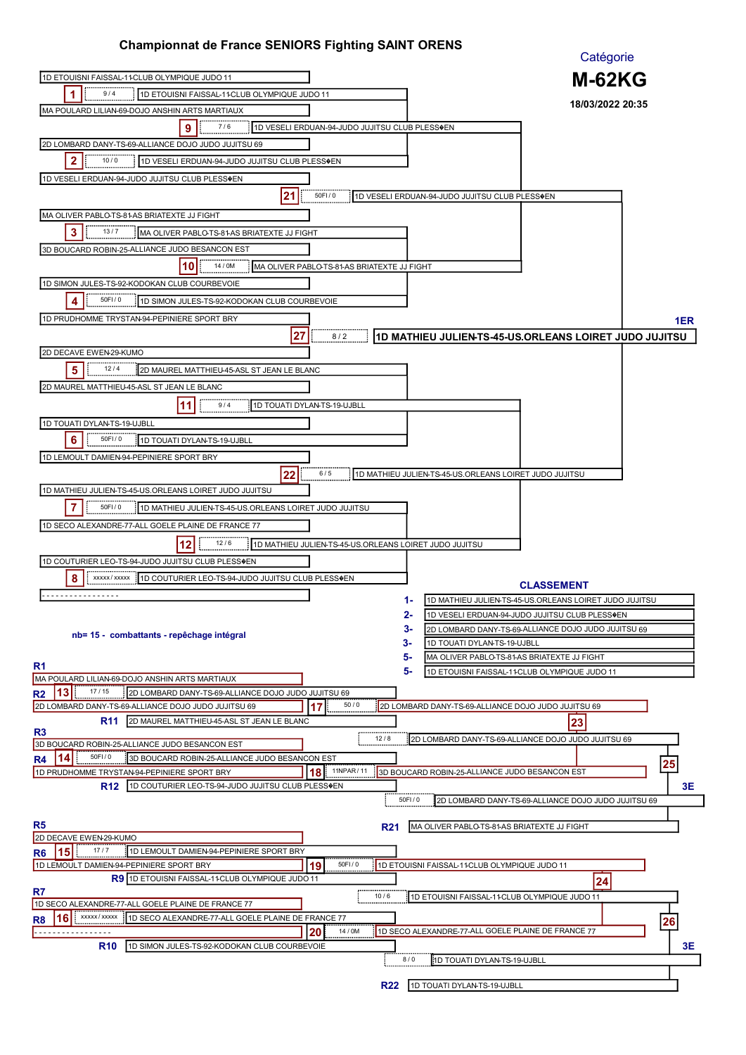# Championnat de France SENIORS Fighting SAINT ORENS

Catégorie

**M-62KG**

18/03/2022 20:35

## Tableau principal

| Combat | Score | Combattant 1 | Combattant 2 | Vainqueur |
|---|---|---|---|---|
| 1 | 9 / 4 | 1D ETOUISNI FAISSAL-11-CLUB OLYMPIQUE JUDO 11 | MA POULARD LILIAN-69-DOJO ANSHIN ARTS MARTIAUX | 1D ETOUISNI FAISSAL-11-CLUB OLYMPIQUE JUDO 11 |
| 2 | 10 / 0 | 2D LOMBARD DANY-TS-69-ALLIANCE DOJO JUDO JUJITSU 69 | 1D VESELI ERDUAN-94-JUDO JUJITSU CLUB PLESS◆EN | 1D VESELI ERDUAN-94-JUDO JUJITSU CLUB PLESS◆EN |
| 3 | 13 / 7 | MA OLIVER PABLO-TS-81-AS BRIATEXTE JJ FIGHT | 3D BOUCARD ROBIN-25-ALLIANCE JUDO BESANCON EST | MA OLIVER PABLO-TS-81-AS BRIATEXTE JJ FIGHT |
| 4 | 50FI / 0 | 1D SIMON JULES-TS-92-KODOKAN CLUB COURBEVOIE | 1D PRUDHOMME TRYSTAN-94-PEPINIERE SPORT BRY | 1D SIMON JULES-TS-92-KODOKAN CLUB COURBEVOIE |
| 5 | 12 / 4 | 2D DECAVE EWEN-29-KUMO | 2D MAUREL MATTHIEU-45-ASL ST JEAN LE BLANC | 2D MAUREL MATTHIEU-45-ASL ST JEAN LE BLANC |
| 6 | 50FI / 0 | 1D TOUATI DYLAN-TS-19-UJBLL | 1D LEMOULT DAMIEN-94-PEPINIERE SPORT BRY | 1D TOUATI DYLAN-TS-19-UJBLL |
| 7 | 50FI / 0 | 1D MATHIEU JULIEN-TS-45-US.ORLEANS LOIRET JUDO JUJITSU | 1D SECO ALEXANDRE-77-ALL GOELE PLAINE DE FRANCE 77 | 1D MATHIEU JULIEN-TS-45-US.ORLEANS LOIRET JUDO JUJITSU |
| 8 | xxxxx / xxxxx | 1D COUTURIER LEO-TS-94-JUDO JUJITSU CLUB PLESS◆EN | - - - - - - - - - - - - - - - - - | 1D COUTURIER LEO-TS-94-JUDO JUJITSU CLUB PLESS◆EN |
| 9 | 7 / 6 | 1D ETOUISNI FAISSAL-11-CLUB OLYMPIQUE JUDO 11 | 1D VESELI ERDUAN-94-JUDO JUJITSU CLUB PLESS◆EN | 1D VESELI ERDUAN-94-JUDO JUJITSU CLUB PLESS◆EN |
| 10 | 14 / 0M | MA OLIVER PABLO-TS-81-AS BRIATEXTE JJ FIGHT | 1D SIMON JULES-TS-92-KODOKAN CLUB COURBEVOIE | MA OLIVER PABLO-TS-81-AS BRIATEXTE JJ FIGHT |
| 11 | 9 / 4 | 2D MAUREL MATTHIEU-45-ASL ST JEAN LE BLANC | 1D TOUATI DYLAN-TS-19-UJBLL | 1D TOUATI DYLAN-TS-19-UJBLL |
| 12 | 12 / 6 | 1D MATHIEU JULIEN-TS-45-US.ORLEANS LOIRET JUDO JUJITSU | 1D COUTURIER LEO-TS-94-JUDO JUJITSU CLUB PLESS◆EN | 1D MATHIEU JULIEN-TS-45-US.ORLEANS LOIRET JUDO JUJITSU |
| 21 | 50FI / 0 | 1D VESELI ERDUAN-94-JUDO JUJITSU CLUB PLESS◆EN | MA OLIVER PABLO-TS-81-AS BRIATEXTE JJ FIGHT | 1D VESELI ERDUAN-94-JUDO JUJITSU CLUB PLESS◆EN |
| 22 | 6 / 5 | 1D TOUATI DYLAN-TS-19-UJBLL | 1D MATHIEU JULIEN-TS-45-US.ORLEANS LOIRET JUDO JUJITSU | 1D MATHIEU JULIEN-TS-45-US.ORLEANS LOIRET JUDO JUJITSU |
| 27 | 8 / 2 | 1D VESELI ERDUAN-94-JUDO JUJITSU CLUB PLESS◆EN | 1D MATHIEU JULIEN-TS-45-US.ORLEANS LOIRET JUDO JUJITSU | **1ER : 1D MATHIEU JULIEN-TS-45-US.ORLEANS LOIRET JUDO JUJITSU** |

nb= 15 - combattants - repêchage intégral

## CLASSEMENT

| Rang | Combattant |
|---|---|
| 1- | 1D MATHIEU JULIEN-TS-45-US.ORLEANS LOIRET JUDO JUJITSU |
| 2- | 1D VESELI ERDUAN-94-JUDO JUJITSU CLUB PLESS◆EN |
| 3- | 2D LOMBARD DANY-TS-69-ALLIANCE DOJO JUDO JUJITSU 69 |
| 3- | 1D TOUATI DYLAN-TS-19-UJBLL |
| 5- | MA OLIVER PABLO-TS-81-AS BRIATEXTE JJ FIGHT |
| 5- | 1D ETOUISNI FAISSAL-11-CLUB OLYMPIQUE JUDO 11 |

## Repêchage

| Combat | Score | Combattant 1 | Combattant 2 | Vainqueur |
|---|---|---|---|---|
| 13 | 17 / 15 | R1 : MA POULARD LILIAN-69-DOJO ANSHIN ARTS MARTIAUX | R2 : 2D LOMBARD DANY-TS-69-ALLIANCE DOJO JUDO JUJITSU 69 | 2D LOMBARD DANY-TS-69-ALLIANCE DOJO JUDO JUJITSU 69 |
| 14 | 50FI / 0 | R3 : 3D BOUCARD ROBIN-25-ALLIANCE JUDO BESANCON EST | R4 : 1D PRUDHOMME TRYSTAN-94-PEPINIERE SPORT BRY | 3D BOUCARD ROBIN-25-ALLIANCE JUDO BESANCON EST |
| 15 | 17 / 7 | R5 : 2D DECAVE EWEN-29-KUMO | R6 : 1D LEMOULT DAMIEN-94-PEPINIERE SPORT BRY | 1D LEMOULT DAMIEN-94-PEPINIERE SPORT BRY |
| 16 | xxxxx / xxxxx | R7 : 1D SECO ALEXANDRE-77-ALL GOELE PLAINE DE FRANCE 77 | R8 : - - - - - - - - - - - - - - - - - | 1D SECO ALEXANDRE-77-ALL GOELE PLAINE DE FRANCE 77 |
| 17 | 50 / 0 | 2D LOMBARD DANY-TS-69-ALLIANCE DOJO JUDO JUJITSU 69 | R11 : 2D MAUREL MATTHIEU-45-ASL ST JEAN LE BLANC | 2D LOMBARD DANY-TS-69-ALLIANCE DOJO JUDO JUJITSU 69 |
| 18 | 11NPAR / 11 | 3D BOUCARD ROBIN-25-ALLIANCE JUDO BESANCON EST | R12 : 1D COUTURIER LEO-TS-94-JUDO JUJITSU CLUB PLESS◆EN | 3D BOUCARD ROBIN-25-ALLIANCE JUDO BESANCON EST |
| 19 | 50FI / 0 | 1D LEMOULT DAMIEN-94-PEPINIERE SPORT BRY | R9 : 1D ETOUISNI FAISSAL-11-CLUB OLYMPIQUE JUDO 11 | 1D ETOUISNI FAISSAL-11-CLUB OLYMPIQUE JUDO 11 |
| 20 | 14 / 0M | 1D SECO ALEXANDRE-77-ALL GOELE PLAINE DE FRANCE 77 | R10 : 1D SIMON JULES-TS-92-KODOKAN CLUB COURBEVOIE | 1D SECO ALEXANDRE-77-ALL GOELE PLAINE DE FRANCE 77 |
| 23 | 12 / 8 | 2D LOMBARD DANY-TS-69-ALLIANCE DOJO JUDO JUJITSU 69 | 3D BOUCARD ROBIN-25-ALLIANCE JUDO BESANCON EST | 2D LOMBARD DANY-TS-69-ALLIANCE DOJO JUDO JUJITSU 69 |
| 24 | 10 / 6 | 1D ETOUISNI FAISSAL-11-CLUB OLYMPIQUE JUDO 11 | 1D SECO ALEXANDRE-77-ALL GOELE PLAINE DE FRANCE 77 | 1D ETOUISNI FAISSAL-11-CLUB OLYMPIQUE JUDO 11 |
| 25 | 50FI / 0 | 2D LOMBARD DANY-TS-69-ALLIANCE DOJO JUDO JUJITSU 69 | R21 : MA OLIVER PABLO-TS-81-AS BRIATEXTE JJ FIGHT | **3E : 2D LOMBARD DANY-TS-69-ALLIANCE DOJO JUDO JUJITSU 69** |
| 26 | 8 / 0 | 1D ETOUISNI FAISSAL-11-CLUB OLYMPIQUE JUDO 11 | R22 : 1D TOUATI DYLAN-TS-19-UJBLL | **3E : 1D TOUATI DYLAN-TS-19-UJBLL** |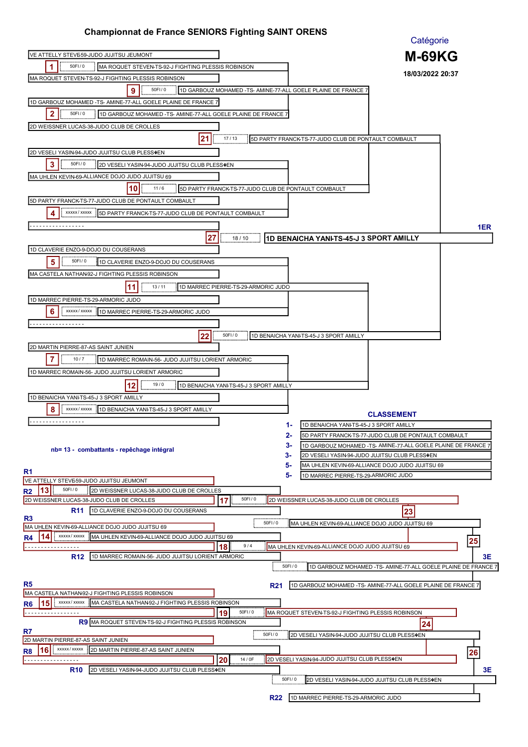# Championnat de France SENIORS Fighting SAINT ORENS

Catégorie

**M-69KG**

18/03/2022 20:37

## Tableau principal

| Combat | Score | Vainqueur |
|---|---|---|
| 1 | 50FI / 0 | MA ROQUET STEVEN-TS-92-J FIGHTING PLESSIS ROBINSON |
| 2 | 50FI / 0 | 1D GARBOUZ MOHAMED -TS- AMINE-77-ALL GOELE PLAINE DE FRANCE 7 |
| 3 | 50FI / 0 | 2D VESELI YASIN-94-JUDO JUJITSU CLUB PLESS◆EN |
| 4 | xxxxx / xxxxx | 5D PARTY FRANCK-TS-77-JUDO CLUB DE PONTAULT COMBAULT |
| 5 | 50FI / 0 | 1D CLAVERIE ENZO-9-DOJO DU COUSERANS |
| 6 | xxxxx / xxxxx | 1D MARREC PIERRE-TS-29-ARMORIC JUDO |
| 7 | 10 / 7 | 1D MARREC ROMAIN-56- JUDO JUJITSU LORIENT ARMORIC |
| 8 | xxxxx / xxxxx | 1D BENAICHA YANI-TS-45-J 3 SPORT AMILLY |
| 9 | 50FI / 0 | 1D GARBOUZ MOHAMED -TS- AMINE-77-ALL GOELE PLAINE DE FRANCE 7 |
| 10 | 11 / 6 | 5D PARTY FRANCK-TS-77-JUDO CLUB DE PONTAULT COMBAULT |
| 11 | 13 / 11 | 1D MARREC PIERRE-TS-29-ARMORIC JUDO |
| 12 | 19 / 0 | 1D BENAICHA YANI-TS-45-J 3 SPORT AMILLY |
| 21 | 17 / 13 | 5D PARTY FRANCK-TS-77-JUDO CLUB DE PONTAULT COMBAULT |
| 22 | 50FI / 0 | 1D BENAICHA YANI-TS-45-J 3 SPORT AMILLY |
| 27 | 18 / 10 | **1D BENAICHA YANI-TS-45-J 3 SPORT AMILLY** (1ER) |

Combattants :
- 1 : VE ATTELLY STEVE-59-JUDO JUJITSU JEUMONT / MA ROQUET STEVEN-TS-92-J FIGHTING PLESSIS ROBINSON
- 2 : 1D GARBOUZ MOHAMED -TS- AMINE-77-ALL GOELE PLAINE DE FRANCE 7 / 2D WEISSNER LUCAS-38-JUDO CLUB DE CROLLES
- 3 : 2D VESELI YASIN-94-JUDO JUJITSU CLUB PLESS◆EN / MA UHLEN KEVIN-69-ALLIANCE DOJO JUDO JUJITSU 69
- 4 : 5D PARTY FRANCK-TS-77-JUDO CLUB DE PONTAULT COMBAULT / ----------------
- 5 : 1D CLAVERIE ENZO-9-DOJO DU COUSERANS / MA CASTELA NATHAN-92-J FIGHTING PLESSIS ROBINSON
- 6 : 1D MARREC PIERRE-TS-29-ARMORIC JUDO / ----------------
- 7 : 2D MARTIN PIERRE-87-AS SAINT JUNIEN / 1D MARREC ROMAIN-56- JUDO JUJITSU LORIENT ARMORIC
- 8 : 1D BENAICHA YANI-TS-45-J 3 SPORT AMILLY / ----------------

nb= 13 - combattants - repêchage intégral

## CLASSEMENT

| Rang | Combattant |
|---|---|
| 1- | 1D BENAICHA YANI-TS-45-J 3 SPORT AMILLY |
| 2- | 5D PARTY FRANCK-TS-77-JUDO CLUB DE PONTAULT COMBAULT |
| 3- | 1D GARBOUZ MOHAMED -TS- AMINE-77-ALL GOELE PLAINE DE FRANCE 7 |
| 3- | 2D VESELI YASIN-94-JUDO JUJITSU CLUB PLESS◆EN |
| 5- | MA UHLEN KEVIN-69-ALLIANCE DOJO JUDO JUJITSU 69 |
| 5- | 1D MARREC PIERRE-TS-29-ARMORIC JUDO |

## Repêchage

- R1 : VE ATTELLY STEVE-59-JUDO JUJITSU JEUMONT
- R2 : 2D WEISSNER LUCAS-38-JUDO CLUB DE CROLLES
- 13 (50FI / 0) : 2D WEISSNER LUCAS-38-JUDO CLUB DE CROLLES
- R11 : 1D CLAVERIE ENZO-9-DOJO DU COUSERANS
- 17 (50FI / 0) : 2D WEISSNER LUCAS-38-JUDO CLUB DE CROLLES
- R3 : MA UHLEN KEVIN-69-ALLIANCE DOJO JUDO JUJITSU 69
- R4 : ----------------
- 14 (xxxxx / xxxxx) : MA UHLEN KEVIN-69-ALLIANCE DOJO JUDO JUJITSU 69
- R12 : 1D MARREC ROMAIN-56- JUDO JUJITSU LORIENT ARMORIC
- 18 (9 / 4) : MA UHLEN KEVIN-69-ALLIANCE DOJO JUDO JUJITSU 69
- 23 (50FI / 0) : MA UHLEN KEVIN-69-ALLIANCE DOJO JUDO JUJITSU 69
- R21 : 1D GARBOUZ MOHAMED -TS- AMINE-77-ALL GOELE PLAINE DE FRANCE 7
- 25 (50FI / 0) : 1D GARBOUZ MOHAMED -TS- AMINE-77-ALL GOELE PLAINE DE FRANCE 7 — 3E
- R5 : MA CASTELA NATHAN-92-J FIGHTING PLESSIS ROBINSON
- R6 : ----------------
- 15 (xxxxx / xxxxx) : MA CASTELA NATHAN-92-J FIGHTING PLESSIS ROBINSON
- R9 : MA ROQUET STEVEN-TS-92-J FIGHTING PLESSIS ROBINSON
- 19 (50FI / 0) : MA ROQUET STEVEN-TS-92-J FIGHTING PLESSIS ROBINSON
- R7 : 2D MARTIN PIERRE-87-AS SAINT JUNIEN
- R8 : ----------------
- 16 (xxxxx / xxxxx) : 2D MARTIN PIERRE-87-AS SAINT JUNIEN
- R10 : 2D VESELI YASIN-94-JUDO JUJITSU CLUB PLESS◆EN
- 20 (14 / 0F) : 2D VESELI YASIN-94-JUDO JUJITSU CLUB PLESS◆EN
- 24 (50FI / 0) : 2D VESELI YASIN-94-JUDO JUJITSU CLUB PLESS◆EN
- R22 : 1D MARREC PIERRE-TS-29-ARMORIC JUDO
- 26 (50FI / 0) : 2D VESELI YASIN-94-JUDO JUJITSU CLUB PLESS◆EN — 3E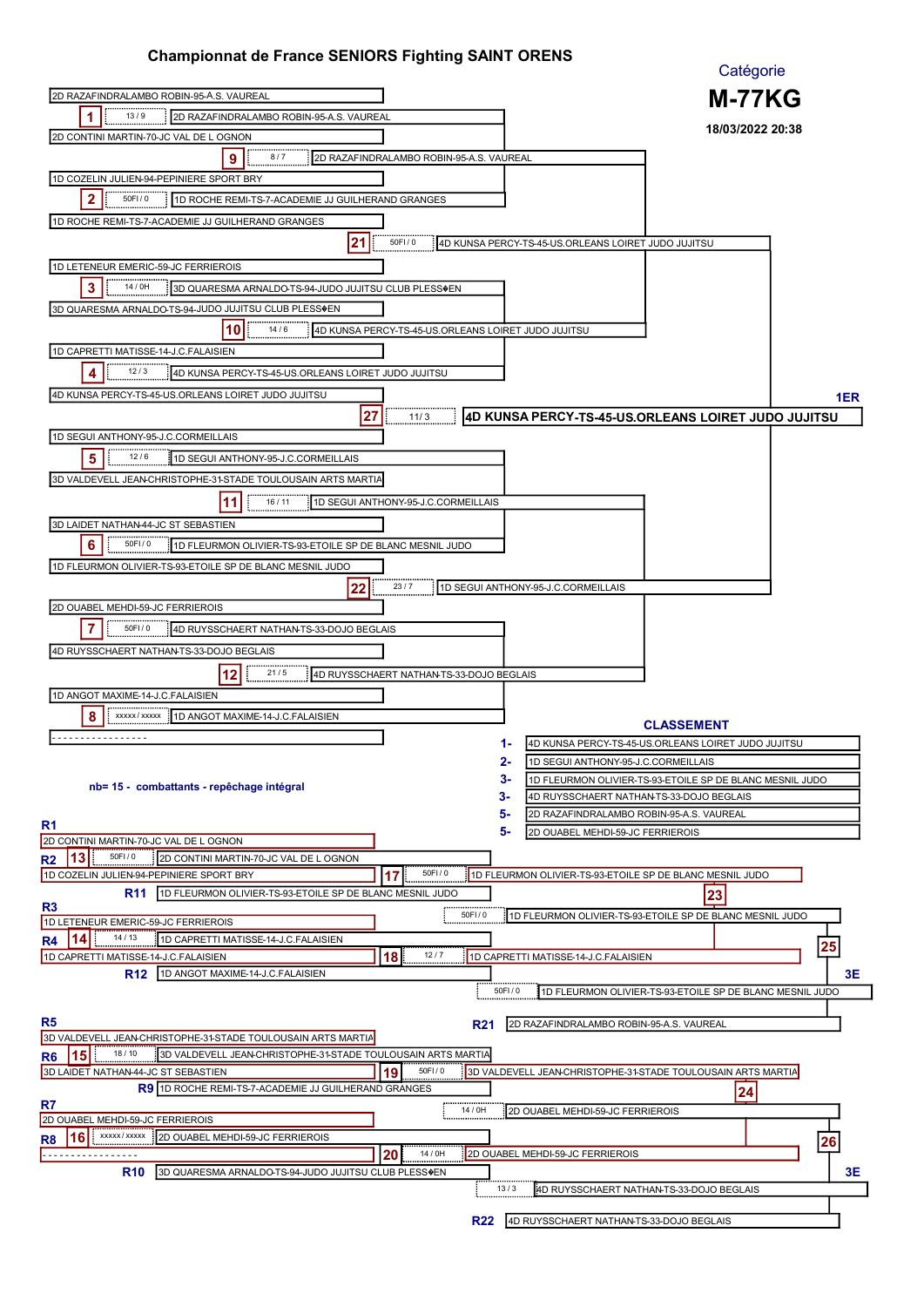# Championnat de France SENIORS Fighting SAINT ORENS

Catégorie

**M-77KG**

18/03/2022 20:38

## Tableau principal

| Combat | Score | Vainqueur |
|---|---|---|
| 1 | 13 / 9 | 2D RAZAFINDRALAMBO ROBIN-95-A.S. VAUREAL |
| 2 | 50FI / 0 | 1D ROCHE REMI-TS-7-ACADEMIE JJ GUILHERAND GRANGES |
| 3 | 14 / 0H | 3D QUARESMA ARNALDO-TS-94-JUDO JUJITSU CLUB PLESS◆EN |
| 4 | 12 / 3 | 4D KUNSA PERCY-TS-45-US.ORLEANS LOIRET JUDO JUJITSU |
| 5 | 12 / 6 | 1D SEGUI ANTHONY-95-J.C.CORMEILLAIS |
| 6 | 50FI / 0 | 1D FLEURMON OLIVIER-TS-93-ETOILE SP DE BLANC MESNIL JUDO |
| 7 | 50FI / 0 | 4D RUYSSCHAERT NATHAN-TS-33-DOJO BEGLAIS |
| 8 | xxxxx / xxxxx | 1D ANGOT MAXIME-14-J.C.FALAISIEN |
| 9 | 8 / 7 | 2D RAZAFINDRALAMBO ROBIN-95-A.S. VAUREAL |
| 10 | 14 / 6 | 4D KUNSA PERCY-TS-45-US.ORLEANS LOIRET JUDO JUJITSU |
| 11 | 16 / 11 | 1D SEGUI ANTHONY-95-J.C.CORMEILLAIS |
| 12 | 21 / 5 | 4D RUYSSCHAERT NATHAN-TS-33-DOJO BEGLAIS |
| 21 | 50FI / 0 | 4D KUNSA PERCY-TS-45-US.ORLEANS LOIRET JUDO JUJITSU |
| 22 | 23 / 7 | 1D SEGUI ANTHONY-95-J.C.CORMEILLAIS |
| 27 | 11 / 3 | **4D KUNSA PERCY-TS-45-US.ORLEANS LOIRET JUDO JUJITSU** (1ER) |

Combattants du premier tour :

1. 2D RAZAFINDRALAMBO ROBIN-95-A.S. VAUREAL / 2D CONTINI MARTIN-70-JC VAL DE L OGNON
2. 1D COZELIN JULIEN-94-PEPINIERE SPORT BRY / 1D ROCHE REMI-TS-7-ACADEMIE JJ GUILHERAND GRANGES
3. 1D LETENEUR EMERIC-59-JC FERRIEROIS / 3D QUARESMA ARNALDO-TS-94-JUDO JUJITSU CLUB PLESS◆EN
4. 1D CAPRETTI MATISSE-14-J.C.FALAISIEN / 4D KUNSA PERCY-TS-45-US.ORLEANS LOIRET JUDO JUJITSU
5. 1D SEGUI ANTHONY-95-J.C.CORMEILLAIS / 3D VALDEVELL JEAN-CHRISTOPHE-31-STADE TOULOUSAIN ARTS MARTIA
6. 3D LAIDET NATHAN-44-JC ST SEBASTIEN / 1D FLEURMON OLIVIER-TS-93-ETOILE SP DE BLANC MESNIL JUDO
7. 2D OUABEL MEHDI-59-JC FERRIEROIS / 4D RUYSSCHAERT NATHAN-TS-33-DOJO BEGLAIS
8. 1D ANGOT MAXIME-14-J.C.FALAISIEN / - - - - - - - - - - - - - - - - -

nb= 15 - combattants - repêchage intégral

## CLASSEMENT

| Rang | Combattant |
|---|---|
| 1- | 4D KUNSA PERCY-TS-45-US.ORLEANS LOIRET JUDO JUJITSU |
| 2- | 1D SEGUI ANTHONY-95-J.C.CORMEILLAIS |
| 3- | 1D FLEURMON OLIVIER-TS-93-ETOILE SP DE BLANC MESNIL JUDO |
| 3- | 4D RUYSSCHAERT NATHAN-TS-33-DOJO BEGLAIS |
| 5- | 2D RAZAFINDRALAMBO ROBIN-95-A.S. VAUREAL |
| 5- | 2D OUABEL MEHDI-59-JC FERRIEROIS |

## Repêchage

| Combat | Opposition | Score | Vainqueur |
|---|---|---|---|
| 13 | R1 : 2D CONTINI MARTIN-70-JC VAL DE L OGNON / R2 : 1D COZELIN JULIEN-94-PEPINIERE SPORT BRY | 50FI / 0 | 2D CONTINI MARTIN-70-JC VAL DE L OGNON |
| 17 | 13 / R11 : 1D FLEURMON OLIVIER-TS-93-ETOILE SP DE BLANC MESNIL JUDO | 50FI / 0 | 1D FLEURMON OLIVIER-TS-93-ETOILE SP DE BLANC MESNIL JUDO |
| 14 | R3 : 1D LETENEUR EMERIC-59-JC FERRIEROIS / R4 : 1D CAPRETTI MATISSE-14-J.C.FALAISIEN | 14 / 13 | 1D CAPRETTI MATISSE-14-J.C.FALAISIEN |
| 18 | 14 / R12 : 1D ANGOT MAXIME-14-J.C.FALAISIEN | 12 / 7 | 1D CAPRETTI MATISSE-14-J.C.FALAISIEN |
| 23 | 17 / 18 | 50FI / 0 | 1D FLEURMON OLIVIER-TS-93-ETOILE SP DE BLANC MESNIL JUDO |
| 25 | 23 / R21 : 2D RAZAFINDRALAMBO ROBIN-95-A.S. VAUREAL | 50FI / 0 | 1D FLEURMON OLIVIER-TS-93-ETOILE SP DE BLANC MESNIL JUDO (3E) |
| 15 | R5 : 3D VALDEVELL JEAN-CHRISTOPHE-31-STADE TOULOUSAIN ARTS MARTIA / R6 : 3D LAIDET NATHAN-44-JC ST SEBASTIEN | 18 / 10 | 3D VALDEVELL JEAN-CHRISTOPHE-31-STADE TOULOUSAIN ARTS MARTIA |
| 19 | 15 / R9 : 1D ROCHE REMI-TS-7-ACADEMIE JJ GUILHERAND GRANGES | 50FI / 0 | 3D VALDEVELL JEAN-CHRISTOPHE-31-STADE TOULOUSAIN ARTS MARTIA |
| 16 | R7 : 2D OUABEL MEHDI-59-JC FERRIEROIS / R8 : - - - - - - - - - - - - - - - - - | xxxxx / xxxxx | 2D OUABEL MEHDI-59-JC FERRIEROIS |
| 20 | 16 / R10 : 3D QUARESMA ARNALDO-TS-94-JUDO JUJITSU CLUB PLESS◆EN | 14 / 0H | 2D OUABEL MEHDI-59-JC FERRIEROIS |
| 24 | 19 / 20 | 14 / 0H | 2D OUABEL MEHDI-59-JC FERRIEROIS |
| 26 | 24 / R22 : 4D RUYSSCHAERT NATHAN-TS-33-DOJO BEGLAIS | 13 / 3 | 4D RUYSSCHAERT NATHAN-TS-33-DOJO BEGLAIS (3E) |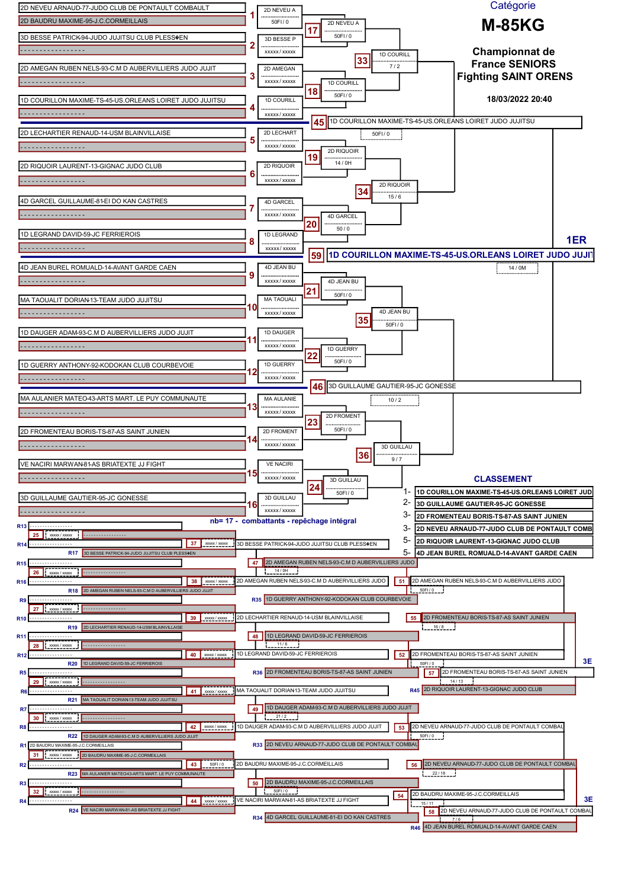# Catégorie

## M-85KG

**Championnat de France SENIORS Fighting SAINT ORENS**

**18/03/2022 20:40**

### Tableau principal

| N° | Combattant 1 | Combattant 2 |
|---|---|---|
| 1 | 2D NEVEU ARNAUD-77-JUDO CLUB DE PONTAULT COMBAULT | 2D BAUDRU MAXIME-95-J.C.CORMEILLAIS |
| 2 | 3D BESSE PATRICK-94-JUDO JUJITSU CLUB PLESS◆EN | - - - - - - - - - - - - - - - - - |
| 3 | 2D AMEGAN RUBEN NELS-93-C.M D AUBERVILLIERS JUDO JUJIT | - - - - - - - - - - - - - - - - - |
| 4 | 1D COURILLON MAXIME-TS-45-US.ORLEANS LOIRET JUDO JUJITSU | - - - - - - - - - - - - - - - - - |
| 5 | 2D LECHARTIER RENAUD-14-USM BLAINVILLAISE | - - - - - - - - - - - - - - - - - |
| 6 | 2D RIQUOIR LAURENT-13-GIGNAC JUDO CLUB | - - - - - - - - - - - - - - - - - |
| 7 | 4D GARCEL GUILLAUME-81-EI DO KAN CASTRES | - - - - - - - - - - - - - - - - - |
| 8 | 1D LEGRAND DAVID-59-JC FERRIEROIS | - - - - - - - - - - - - - - - - - |
| 9 | 4D JEAN BUREL ROMUALD-14-AVANT GARDE CAEN | - - - - - - - - - - - - - - - - - |
| 10 | MA TAOUALIT DORIAN-13-TEAM JUDO JUJITSU | - - - - - - - - - - - - - - - - - |
| 11 | 1D DAUGER ADAM-93-C.M D AUBERVILLIERS JUDO JUJIT | - - - - - - - - - - - - - - - - - |
| 12 | 1D GUERRY ANTHONY-92-KODOKAN CLUB COURBEVOIE | - - - - - - - - - - - - - - - - - |
| 13 | MA AULANIER MATEO-43-ARTS MART. LE PUY COMMUNAUTE | - - - - - - - - - - - - - - - - - |
| 14 | 2D FROMENTEAU BORIS-TS-87-AS SAINT JUNIEN | - - - - - - - - - - - - - - - - - |
| 15 | VE NACIRI MARWAN-81-AS BRIATEXTE JJ FIGHT | - - - - - - - - - - - - - - - - - |
| 16 | 3D GUILLAUME GAUTIER-95-JC GONESSE | - - - - - - - - - - - - - - - - - |

| N° | Vainqueur | Score |
|---|---|---|
| 1 | 2D NEVEU A | 50FI / 0 |
| 2 | 3D BESSE P | xxxxx / xxxxx |
| 3 | 2D AMEGAN | xxxxx / xxxxx |
| 4 | 1D COURILL | xxxxx / xxxxx |
| 5 | 2D LECHART | xxxxx / xxxxx |
| 6 | 2D RIQUOIR | xxxxx / xxxxx |
| 7 | 4D GARCEL | xxxxx / xxxxx |
| 8 | 1D LEGRAND | xxxxx / xxxxx |
| 9 | 4D JEAN BU | xxxxx / xxxxx |
| 10 | MA TAOUALI | xxxxx / xxxxx |
| 11 | 1D DAUGER | xxxxx / xxxxx |
| 12 | 1D GUERRY | xxxxx / xxxxx |
| 13 | MA AULANIE | xxxxx / xxxxx |
| 14 | 2D FROMENT | xxxxx / xxxxx |
| 15 | VE NACIRI | xxxxx / xxxxx |
| 16 | 3D GUILLAU | xxxxx / xxxxx |
| 17 | 2D NEVEU A | 50FI / 0 |
| 18 | 1D COURILL | 50FI / 0 |
| 19 | 2D RIQUOIR | 14 / 0H |
| 20 | 4D GARCEL | 50 / 0 |
| 21 | 4D JEAN BU | 50FI / 0 |
| 22 | 1D GUERRY | 50FI / 0 |
| 23 | 2D FROMENT | 50FI / 0 |
| 24 | 3D GUILLAU | 50FI / 0 |
| 33 | 1D COURILL | 7 / 2 |
| 34 | 2D RIQUOIR | 15 / 6 |
| 35 | 4D JEAN BU | 50FI / 0 |
| 36 | 3D GUILLAU | 9 / 7 |
| 45 | 1D COURILLON MAXIME-TS-45-US.ORLEANS LOIRET JUDO JUJITSU | 50FI / 0 |
| 46 | 3D GUILLAUME GAUTIER-95-JC GONESSE | 10 / 2 |
| 59 | **1D COURILLON MAXIME-TS-45-US.ORLEANS LOIRET JUDO JUJI** (1ER) | 14 / 0M |

nb= 17 - combattants - repêchage intégral

### CLASSEMENT

| Place | Combattant |
|---|---|
| 1- | 1D COURILLON MAXIME-TS-45-US.ORLEANS LOIRET JUD |
| 2- | 3D GUILLAUME GAUTIER-95-JC GONESSE |
| 3- | 2D FROMENTEAU BORIS-TS-87-AS SAINT JUNIEN |
| 3- | 2D NEVEU ARNAUD-77-JUDO CLUB DE PONTAULT COMB |
| 5- | 2D RIQUOIR LAURENT-13-GIGNAC JUDO CLUB |
| 5- | 4D JEAN BUREL ROMUALD-14-AVANT GARDE CAEN |

### Repêchage

| N° | Combattant / Vainqueur | Score |
|---|---|---|
| R13 / R14 | - - - - - - - - - - - - - - - - - | |
| 25 | | xxxxx / xxxxx |
| 37 | 3D BESSE PATRICK-94-JUDO JUJITSU CLUB PLESS◆EN | xxxxx / xxxxx |
| R17 | 3D BESSE PATRICK-94-JUDO JUJITSU CLUB PLESS◆EN | |
| R15 / R16 | - - - - - - - - - - - - - - - - - | |
| 26 | | xxxxx / xxxxx |
| 38 | 2D AMEGAN RUBEN NELS-93-C.M D AUBERVILLIERS JUDO | xxxxx / xxxxx |
| R18 | 2D AMEGAN RUBEN NELS-93-C.M D AUBERVILLIERS JUDO JUJIT | |
| 47 | 2D AMEGAN RUBEN NELS-93-C.M D AUBERVILLIERS JUDO | 14 / 0H |
| 51 | 2D AMEGAN RUBEN NELS-93-C.M D AUBERVILLIERS JUDO | 50FI / 0 |
| R35 | 1D GUERRY ANTHONY-92-KODOKAN CLUB COURBEVOIE | |
| R9 / R10 | - - - - - - - - - - - - - - - - - | |
| 27 | | xxxxx / xxxxx |
| 39 | 2D LECHARTIER RENAUD-14-USM BLAINVILLAISE | xxxxx / xxxxx |
| R19 | 2D LECHARTIER RENAUD-14-USM BLAINVILLAISE | |
| 55 | 2D FROMENTEAU BORIS-TS-87-AS SAINT JUNIEN | 16 / 8 |
| R11 / R12 | - - - - - - - - - - - - - - - - - | |
| 28 | | xxxxx / xxxxx |
| 48 | 1D LEGRAND DAVID-59-JC FERRIEROIS | 11 / 6 |
| 40 | 1D LEGRAND DAVID-59-JC FERRIEROIS | xxxxx / xxxxx |
| R20 | 1D LEGRAND DAVID-59-JC FERRIEROIS | |
| 52 | 2D FROMENTEAU BORIS-TS-87-AS SAINT JUNIEN | 50FI / 0 |
| R36 | 2D FROMENTEAU BORIS-TS-87-AS SAINT JUNIEN | |
| 57 | 2D FROMENTEAU BORIS-TS-87-AS SAINT JUNIEN (3E) | 14 / 13 |
| R5 / R6 | - - - - - - - - - - - - - - - - - | |
| 29 | | xxxxx / xxxxx |
| 41 | MA TAOUALIT DORIAN-13-TEAM JUDO JUJITSU | xxxxx / xxxxx |
| R21 | MA TAOUALIT DORIAN-13-TEAM JUDO JUJITSU | |
| R45 | 2D RIQUOIR LAURENT-13-GIGNAC JUDO CLUB | |
| R7 / R8 | - - - - - - - - - - - - - - - - - | |
| 30 | | xxxxx / xxxxx |
| 49 | 1D DAUGER ADAM-93-C.M D AUBERVILLIERS JUDO JUJIT | 21 / 2 |
| 42 | 1D DAUGER ADAM-93-C.M D AUBERVILLIERS JUDO JUJIT | xxxxx / xxxxx |
| R22 | 1D DAUGER ADAM-93-C.M D AUBERVILLIERS JUDO JUJIT | |
| 53 | 2D NEVEU ARNAUD-77-JUDO CLUB DE PONTAULT COMBAU | 50FI / 0 |
| R33 | 2D NEVEU ARNAUD-77-JUDO CLUB DE PONTAULT COMBAU | |
| R1 | 2D BAUDRU MAXIME-95-J.C.CORMEILLAIS | |
| R2 | - - - - - - - - - - - - - - - - - | |
| 31 | 2D BAUDRU MAXIME-95-J.C.CORMEILLAIS | xxxxx / xxxxx |
| 43 | 2D BAUDRU MAXIME-95-J.C.CORMEILLAIS | 50FI / 0 |
| R23 | MA AULANIER MATEO-43-ARTS MART. LE PUY COMMUNAUTE | |
| 56 | 2D NEVEU ARNAUD-77-JUDO CLUB DE PONTAULT COMBAU | 22 / 18 |
| R3 / R4 | - - - - - - - - - - - - - - - - - | |
| 32 | | xxxxx / xxxxx |
| 50 | 2D BAUDRU MAXIME-95-J.C.CORMEILLAIS | 50FI / 0 |
| 44 | VE NACIRI MARWAN-81-AS BRIATEXTE JJ FIGHT | xxxxx / xxxxx |
| R24 | VE NACIRI MARWAN-81-AS BRIATEXTE JJ FIGHT | |
| 54 | 2D BAUDRU MAXIME-95-J.C.CORMEILLAIS | 15 / 11 |
| R34 | 4D GARCEL GUILLAUME-81-EI DO KAN CASTRES | |
| 58 | 2D NEVEU ARNAUD-77-JUDO CLUB DE PONTAULT COMBAU (3E) | 7 / 6 |
| R46 | 4D JEAN BUREL ROMUALD-14-AVANT GARDE CAEN | |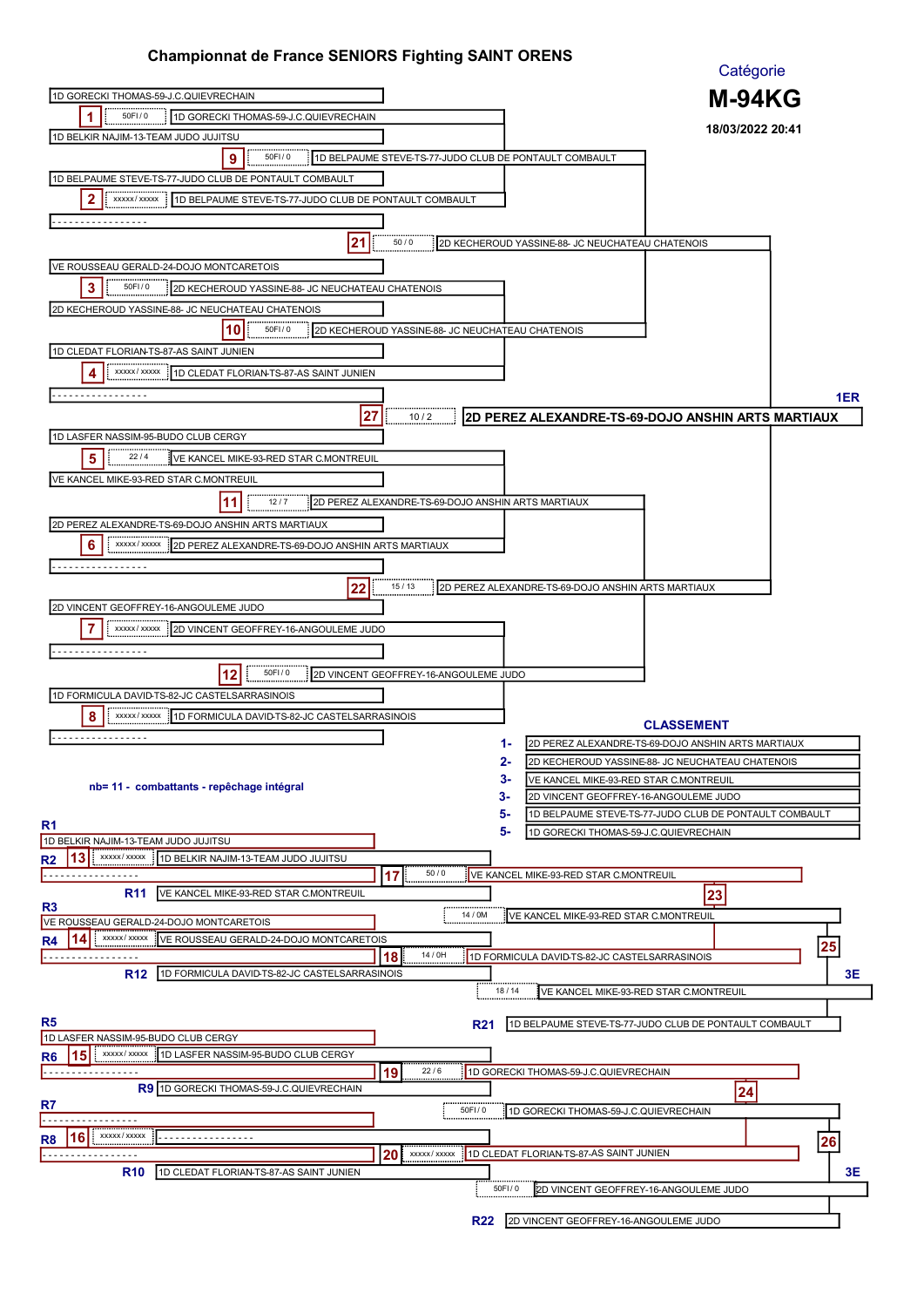# Championnat de France SENIORS Fighting SAINT ORENS

Catégorie

**M-94KG**

18/03/2022 20:41

## Tableau principal

| Combat | Combattant A | Combattant B | Score | Vainqueur |
|---|---|---|---|---|
| 1 | 1D GORECKI THOMAS-59-J.C.QUIEVRECHAIN | 1D BELKIR NAJIM-13-TEAM JUDO JUJITSU | 50FI / 0 | 1D GORECKI THOMAS-59-J.C.QUIEVRECHAIN |
| 2 | 1D BELPAUME STEVE-TS-77-JUDO CLUB DE PONTAULT COMBAULT | ----------------- | xxxxx / xxxxx | 1D BELPAUME STEVE-TS-77-JUDO CLUB DE PONTAULT COMBAULT |
| 9 | 1D GORECKI THOMAS-59-J.C.QUIEVRECHAIN | 1D BELPAUME STEVE-TS-77-JUDO CLUB DE PONTAULT COMBAULT | 50FI / 0 | 1D BELPAUME STEVE-TS-77-JUDO CLUB DE PONTAULT COMBAULT |
| 3 | VE ROUSSEAU GERALD-24-DOJO MONTCARETOIS | 2D KECHEROUD YASSINE-88- JC NEUCHATEAU CHATENOIS | 50FI / 0 | 2D KECHEROUD YASSINE-88- JC NEUCHATEAU CHATENOIS |
| 4 | 1D CLEDAT FLORIAN-TS-87-AS SAINT JUNIEN | ----------------- | xxxxx / xxxxx | 1D CLEDAT FLORIAN-TS-87-AS SAINT JUNIEN |
| 10 | 2D KECHEROUD YASSINE-88- JC NEUCHATEAU CHATENOIS | 1D CLEDAT FLORIAN-TS-87-AS SAINT JUNIEN | 50FI / 0 | 2D KECHEROUD YASSINE-88- JC NEUCHATEAU CHATENOIS |
| 21 | 1D BELPAUME STEVE-TS-77-JUDO CLUB DE PONTAULT COMBAULT | 2D KECHEROUD YASSINE-88- JC NEUCHATEAU CHATENOIS | 50 / 0 | 2D KECHEROUD YASSINE-88- JC NEUCHATEAU CHATENOIS |
| 5 | 1D LASFER NASSIM-95-BUDO CLUB CERGY | VE KANCEL MIKE-93-RED STAR C.MONTREUIL | 22 / 4 | VE KANCEL MIKE-93-RED STAR C.MONTREUIL |
| 6 | 2D PEREZ ALEXANDRE-TS-69-DOJO ANSHIN ARTS MARTIAUX | ----------------- | xxxxx / xxxxx | 2D PEREZ ALEXANDRE-TS-69-DOJO ANSHIN ARTS MARTIAUX |
| 11 | VE KANCEL MIKE-93-RED STAR C.MONTREUIL | 2D PEREZ ALEXANDRE-TS-69-DOJO ANSHIN ARTS MARTIAUX | 12 / 7 | 2D PEREZ ALEXANDRE-TS-69-DOJO ANSHIN ARTS MARTIAUX |
| 7 | 2D VINCENT GEOFFREY-16-ANGOULEME JUDO | ----------------- | xxxxx / xxxxx | 2D VINCENT GEOFFREY-16-ANGOULEME JUDO |
| 8 | 1D FORMICULA DAVID-TS-82-JC CASTELSARRASINOIS | ----------------- | xxxxx / xxxxx | 1D FORMICULA DAVID-TS-82-JC CASTELSARRASINOIS |
| 12 | 2D VINCENT GEOFFREY-16-ANGOULEME JUDO | 1D FORMICULA DAVID-TS-82-JC CASTELSARRASINOIS | 50FI / 0 | 2D VINCENT GEOFFREY-16-ANGOULEME JUDO |
| 22 | 2D PEREZ ALEXANDRE-TS-69-DOJO ANSHIN ARTS MARTIAUX | 2D VINCENT GEOFFREY-16-ANGOULEME JUDO | 15 / 13 | 2D PEREZ ALEXANDRE-TS-69-DOJO ANSHIN ARTS MARTIAUX |
| 27 | 2D KECHEROUD YASSINE-88- JC NEUCHATEAU CHATENOIS | 2D PEREZ ALEXANDRE-TS-69-DOJO ANSHIN ARTS MARTIAUX | 10 / 2 | **2D PEREZ ALEXANDRE-TS-69-DOJO ANSHIN ARTS MARTIAUX** (1ER) |

nb= 11 - combattants - repêchage intégral

## CLASSEMENT

| Place | Combattant |
|---|---|
| 1- | 2D PEREZ ALEXANDRE-TS-69-DOJO ANSHIN ARTS MARTIAUX |
| 2- | 2D KECHEROUD YASSINE-88- JC NEUCHATEAU CHATENOIS |
| 3- | VE KANCEL MIKE-93-RED STAR C.MONTREUIL |
| 3- | 2D VINCENT GEOFFREY-16-ANGOULEME JUDO |
| 5- | 1D BELPAUME STEVE-TS-77-JUDO CLUB DE PONTAULT COMBAULT |
| 5- | 1D GORECKI THOMAS-59-J.C.QUIEVRECHAIN |

## Repêchage

| Combat | Combattant A | Combattant B | Score | Vainqueur |
|---|---|---|---|---|
| 13 | R1 1D BELKIR NAJIM-13-TEAM JUDO JUJITSU | R2 ----------------- | xxxxx / xxxxx | 1D BELKIR NAJIM-13-TEAM JUDO JUJITSU |
| 17 | 1D BELKIR NAJIM-13-TEAM JUDO JUJITSU | R11 VE KANCEL MIKE-93-RED STAR C.MONTREUIL | 50 / 0 | VE KANCEL MIKE-93-RED STAR C.MONTREUIL |
| 14 | R3 VE ROUSSEAU GERALD-24-DOJO MONTCARETOIS | R4 ----------------- | xxxxx / xxxxx | VE ROUSSEAU GERALD-24-DOJO MONTCARETOIS |
| 18 | VE ROUSSEAU GERALD-24-DOJO MONTCARETOIS | R12 1D FORMICULA DAVID-TS-82-JC CASTELSARRASINOIS | 14 / 0H | 1D FORMICULA DAVID-TS-82-JC CASTELSARRASINOIS |
| 23 | VE KANCEL MIKE-93-RED STAR C.MONTREUIL | 1D FORMICULA DAVID-TS-82-JC CASTELSARRASINOIS | 14 / 0M | VE KANCEL MIKE-93-RED STAR C.MONTREUIL |
| 25 | VE KANCEL MIKE-93-RED STAR C.MONTREUIL | R21 1D BELPAUME STEVE-TS-77-JUDO CLUB DE PONTAULT COMBAULT | 18 / 14 | VE KANCEL MIKE-93-RED STAR C.MONTREUIL (3E) |
| 15 | R5 1D LASFER NASSIM-95-BUDO CLUB CERGY | R6 ----------------- | xxxxx / xxxxx | 1D LASFER NASSIM-95-BUDO CLUB CERGY |
| 19 | 1D LASFER NASSIM-95-BUDO CLUB CERGY | R9 1D GORECKI THOMAS-59-J.C.QUIEVRECHAIN | 22 / 6 | 1D GORECKI THOMAS-59-J.C.QUIEVRECHAIN |
| 16 | R7 ----------------- | R8 ----------------- | xxxxx / xxxxx | ----------------- |
| 20 | ----------------- | R10 1D CLEDAT FLORIAN-TS-87-AS SAINT JUNIEN | xxxxx / xxxxx | 1D CLEDAT FLORIAN-TS-87-AS SAINT JUNIEN |
| 24 | 1D GORECKI THOMAS-59-J.C.QUIEVRECHAIN | 1D CLEDAT FLORIAN-TS-87-AS SAINT JUNIEN | 50FI / 0 | 1D GORECKI THOMAS-59-J.C.QUIEVRECHAIN |
| 26 | 1D GORECKI THOMAS-59-J.C.QUIEVRECHAIN | R22 2D VINCENT GEOFFREY-16-ANGOULEME JUDO | 50FI / 0 | 2D VINCENT GEOFFREY-16-ANGOULEME JUDO (3E) |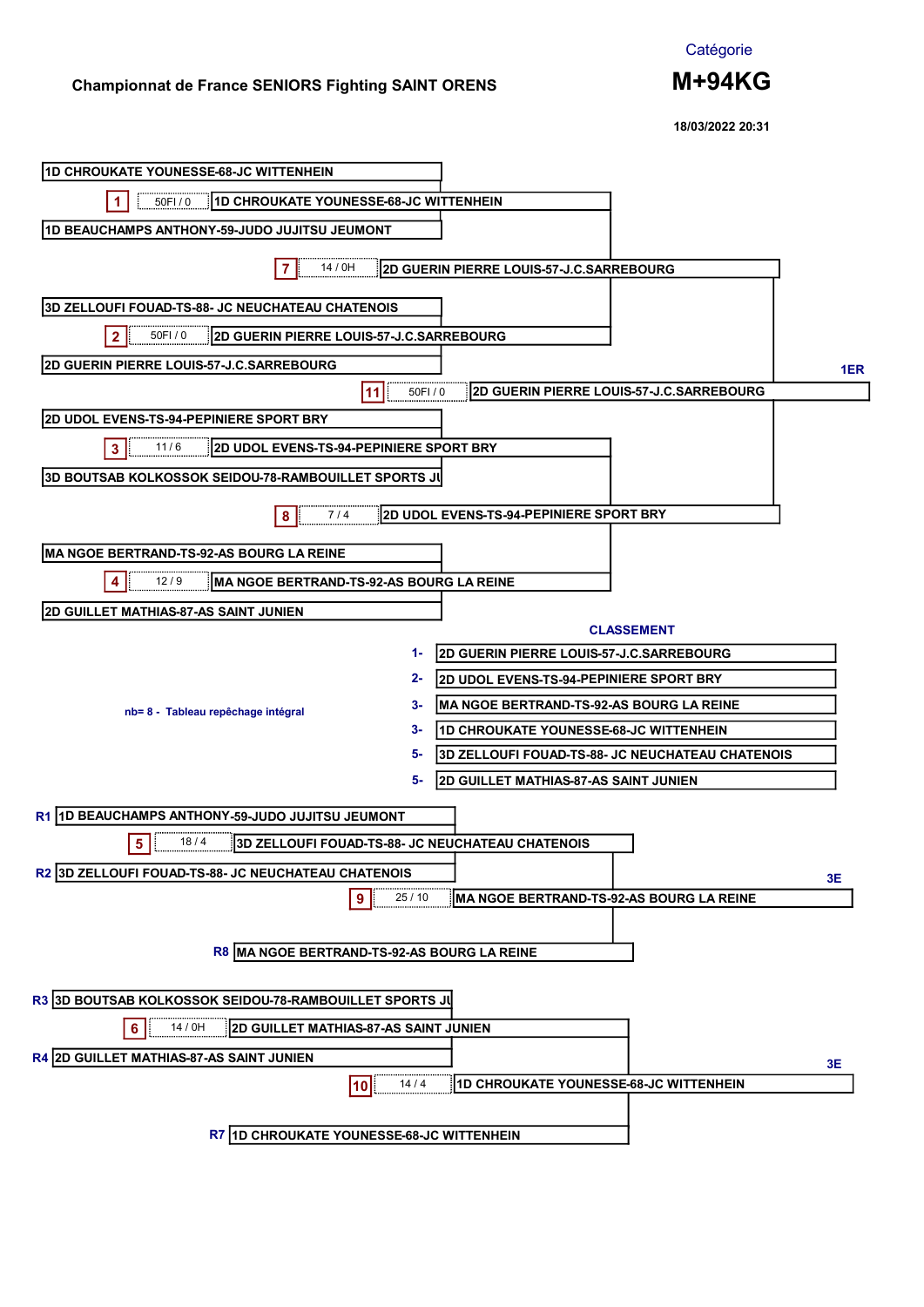**Championnat de France SENIORS Fighting SAINT ORENS**

Catégorie

**M+94KG**

18/03/2022 20:31

1D CHROUKATE YOUNESSE-68-JC WITTENHEIN

1 | 50FI / 0 | 1D CHROUKATE YOUNESSE-68-JC WITTENHEIN

1D BEAUCHAMPS ANTHONY-59-JUDO JUJITSU JEUMONT

7 | 14 / 0H | 2D GUERIN PIERRE LOUIS-57-J.C.SARREBOURG

3D ZELLOUFI FOUAD-TS-88- JC NEUCHATEAU CHATENOIS

2 | 50FI / 0 | 2D GUERIN PIERRE LOUIS-57-J.C.SARREBOURG

2D GUERIN PIERRE LOUIS-57-J.C.SARREBOURG

11 | 50FI / 0 | 2D GUERIN PIERRE LOUIS-57-J.C.SARREBOURG — 1ER

2D UDOL EVENS-TS-94-PEPINIERE SPORT BRY

3 | 11 / 6 | 2D UDOL EVENS-TS-94-PEPINIERE SPORT BRY

3D BOUTSAB KOLKOSSOK SEIDOU-78-RAMBOUILLET SPORTS JU

8 | 7 / 4 | 2D UDOL EVENS-TS-94-PEPINIERE SPORT BRY

MA NGOE BERTRAND-TS-92-AS BOURG LA REINE

4 | 12 / 9 | MA NGOE BERTRAND-TS-92-AS BOURG LA REINE

2D GUILLET MATHIAS-87-AS SAINT JUNIEN

**CLASSEMENT**

| | |
|---|---|
| 1- | 2D GUERIN PIERRE LOUIS-57-J.C.SARREBOURG |
| 2- | 2D UDOL EVENS-TS-94-PEPINIERE SPORT BRY |
| 3- | MA NGOE BERTRAND-TS-92-AS BOURG LA REINE |
| 3- | 1D CHROUKATE YOUNESSE-68-JC WITTENHEIN |
| 5- | 3D ZELLOUFI FOUAD-TS-88- JC NEUCHATEAU CHATENOIS |
| 5- | 2D GUILLET MATHIAS-87-AS SAINT JUNIEN |

nb= 8 - Tableau repêchage intégral

R1 1D BEAUCHAMPS ANTHONY-59-JUDO JUJITSU JEUMONT

5 | 18 / 4 | 3D ZELLOUFI FOUAD-TS-88- JC NEUCHATEAU CHATENOIS

R2 3D ZELLOUFI FOUAD-TS-88- JC NEUCHATEAU CHATENOIS

9 | 25 / 10 | MA NGOE BERTRAND-TS-92-AS BOURG LA REINE — 3E

R8 MA NGOE BERTRAND-TS-92-AS BOURG LA REINE

R3 3D BOUTSAB KOLKOSSOK SEIDOU-78-RAMBOUILLET SPORTS JU

6 | 14 / 0H | 2D GUILLET MATHIAS-87-AS SAINT JUNIEN

R4 2D GUILLET MATHIAS-87-AS SAINT JUNIEN

10 | 14 / 4 | 1D CHROUKATE YOUNESSE-68-JC WITTENHEIN — 3E

R7 1D CHROUKATE YOUNESSE-68-JC WITTENHEIN